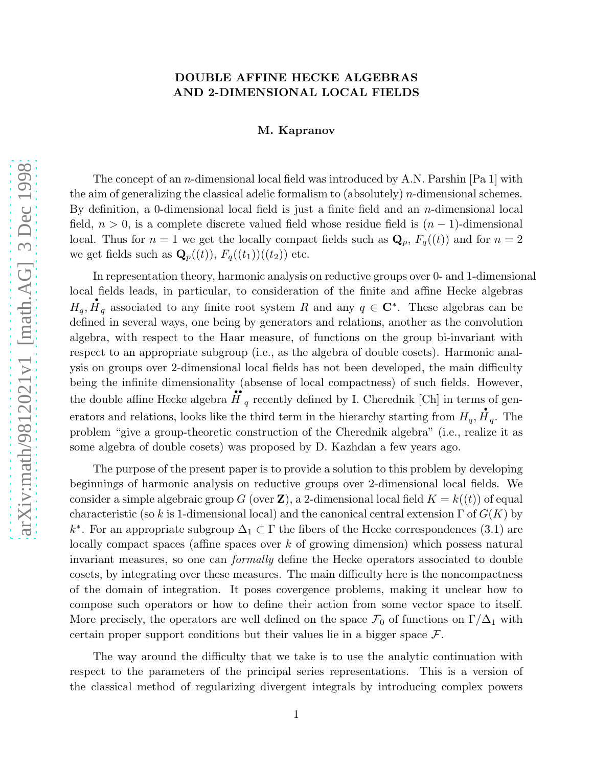# DOUBLE AFFINE HECKE ALGEBRAS AND 2-DIMENSIONAL LOCAL FIELDS

**M. Kapranov**

The concept of an $n$-dimensional local field was introduced by A.N. Parshin [Pa 1] with the aim of generalizing the classical adelic formalism to (absolutely) $n$-dimensional schemes. By definition, a 0-dimensional local field is just a finite field and an $n$-dimensional local field, $n > 0$, is a complete discrete valued field whose residue field is $(n-1)$-dimensional local. Thus for $n = 1$ we get the locally compact fields such as $\mathbf{Q}_p$, $F_q((t))$ and for $n = 2$ we get fields such as $\mathbf{Q}_p((t))$, $F_q((t_1))((t_2))$ etc.

In representation theory, harmonic analysis on reductive groups over 0- and 1-dimensional local fields leads, in particular, to consideration of the finite and affine Hecke algebras $H_q, \dot{H}_q$ associated to any finite root system $R$ and any $q \in \mathbf{C}^*$. These algebras can be defined in several ways, one being by generators and relations, another as the convolution algebra, with respect to the Haar measure, of functions on the group bi-invariant with respect to an appropriate subgroup (i.e., as the algebra of double cosets). Harmonic analysis on groups over 2-dimensional local fields has not been developed, the main difficulty being the infinite dimensionality (absense of local compactness) of such fields. However, the double affine Hecke algebra $\ddot{H}_q$ recently defined by I. Cherednik [Ch] in terms of generators and relations, looks like the third term in the hierarchy starting from $H_q, \dot{H}_q$. The problem "give a group-theoretic construction of the Cherednik algebra" (i.e., realize it as some algebra of double cosets) was proposed by D. Kazhdan a few years ago.

The purpose of the present paper is to provide a solution to this problem by developing beginnings of harmonic analysis on reductive groups over 2-dimensional local fields. We consider a simple algebraic group $G$ (over $\mathbf{Z}$), a 2-dimensional local field $K = k((t))$ of equal characteristic (so $k$ is 1-dimensional local) and the canonical central extension $\Gamma$ of $G(K)$ by $k^*$. For an appropriate subgroup $\Delta_1 \subset \Gamma$ the fibers of the Hecke correspondences (3.1) are locally compact spaces (affine spaces over $k$ of growing dimension) which possess natural invariant measures, so one can *formally* define the Hecke operators associated to double cosets, by integrating over these measures. The main difficulty here is the noncompactness of the domain of integration. It poses covergence problems, making it unclear how to compose such operators or how to define their action from some vector space to itself. More precisely, the operators are well defined on the space $\mathcal{F}_0$ of functions on $\Gamma/\Delta_1$ with certain proper support conditions but their values lie in a bigger space $\mathcal{F}$.

The way around the difficulty that we take is to use the analytic continuation with respect to the parameters of the principal series representations. This is a version of the classical method of regularizing divergent integrals by introducing complex powers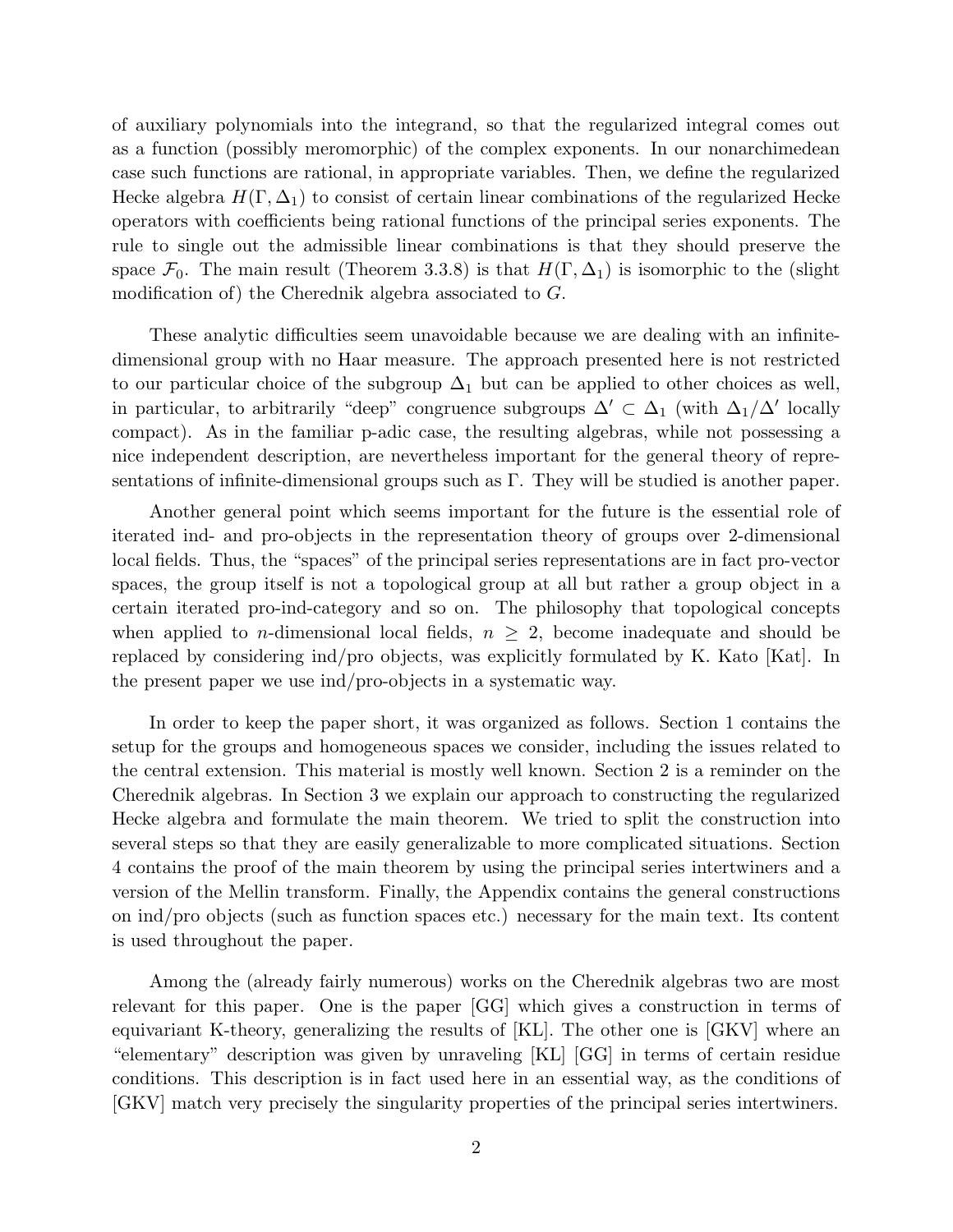of auxiliary polynomials into the integrand, so that the regularized integral comes out as a function (possibly meromorphic) of the complex exponents. In our nonarchimedean case such functions are rational, in appropriate variables. Then, we define the regularized Hecke algebra $H(\Gamma, \Delta_1)$ to consist of certain linear combinations of the regularized Hecke operators with coefficients being rational functions of the principal series exponents. The rule to single out the admissible linear combinations is that they should preserve the space $\mathcal{F}_0$. The main result (Theorem 3.3.8) is that $H(\Gamma, \Delta_1)$ is isomorphic to the (slight modification of) the Cherednik algebra associated to $G$.

These analytic difficulties seem unavoidable because we are dealing with an infinite-dimensional group with no Haar measure. The approach presented here is not restricted to our particular choice of the subgroup $\Delta_1$ but can be applied to other choices as well, in particular, to arbitrarily "deep" congruence subgroups $\Delta' \subset \Delta_1$ (with $\Delta_1/\Delta'$ locally compact). As in the familiar p-adic case, the resulting algebras, while not possessing a nice independent description, are nevertheless important for the general theory of representations of infinite-dimensional groups such as $\Gamma$. They will be studied is another paper.

Another general point which seems important for the future is the essential role of iterated ind- and pro-objects in the representation theory of groups over 2-dimensional local fields. Thus, the "spaces" of the principal series representations are in fact pro-vector spaces, the group itself is not a topological group at all but rather a group object in a certain iterated pro-ind-category and so on. The philosophy that topological concepts when applied to $n$-dimensional local fields, $n \geq 2$, become inadequate and should be replaced by considering ind/pro objects, was explicitly formulated by K. Kato [Kat]. In the present paper we use ind/pro-objects in a systematic way.

In order to keep the paper short, it was organized as follows. Section 1 contains the setup for the groups and homogeneous spaces we consider, including the issues related to the central extension. This material is mostly well known. Section 2 is a reminder on the Cherednik algebras. In Section 3 we explain our approach to constructing the regularized Hecke algebra and formulate the main theorem. We tried to split the construction into several steps so that they are easily generalizable to more complicated situations. Section 4 contains the proof of the main theorem by using the principal series intertwiners and a version of the Mellin transform. Finally, the Appendix contains the general constructions on ind/pro objects (such as function spaces etc.) necessary for the main text. Its content is used throughout the paper.

Among the (already fairly numerous) works on the Cherednik algebras two are most relevant for this paper. One is the paper [GG] which gives a construction in terms of equivariant K-theory, generalizing the results of [KL]. The other one is [GKV] where an "elementary" description was given by unraveling [KL] [GG] in terms of certain residue conditions. This description is in fact used here in an essential way, as the conditions of [GKV] match very precisely the singularity properties of the principal series intertwiners.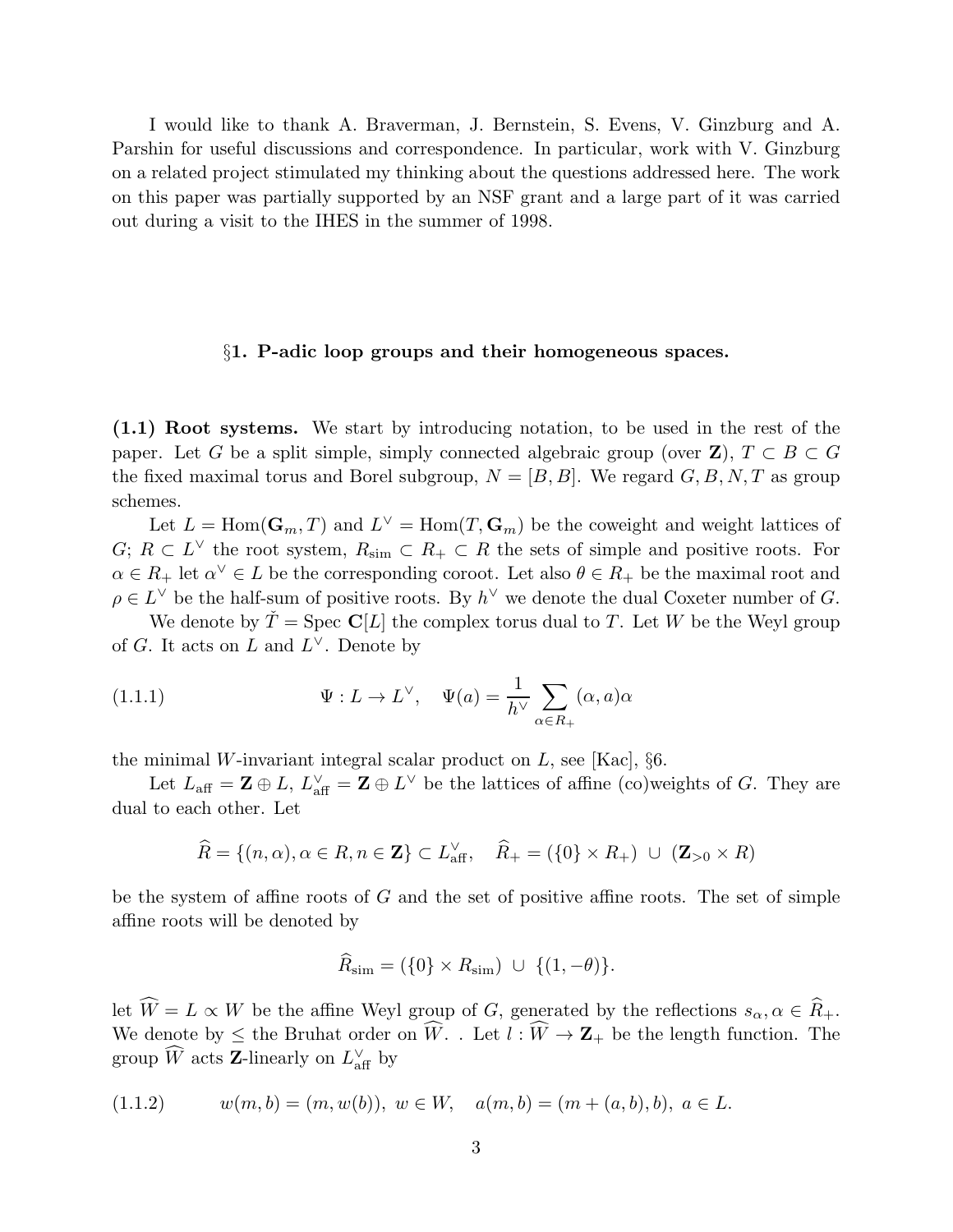I would like to thank A. Braverman, J. Bernstein, S. Evens, V. Ginzburg and A. Parshin for useful discussions and correspondence. In particular, work with V. Ginzburg on a related project stimulated my thinking about the questions addressed here. The work on this paper was partially supported by an NSF grant and a large part of it was carried out during a visit to the IHES in the summer of 1998.

## §1. P-adic loop groups and their homogeneous spaces.

**(1.1) Root systems.** We start by introducing notation, to be used in the rest of the paper. Let $G$ be a split simple, simply connected algebraic group (over $\mathbf{Z}$), $T \subset B \subset G$ the fixed maximal torus and Borel subgroup, $N = [B, B]$. We regard $G, B, N, T$ as group schemes.

Let $L = \mathrm{Hom}(\mathbf{G}_m, T)$ and $L^\vee = \mathrm{Hom}(T, \mathbf{G}_m)$ be the coweight and weight lattices of $G$; $R \subset L^\vee$ the root system, $R_{\mathrm{sim}} \subset R_+ \subset R$ the sets of simple and positive roots. For $\alpha \in R_+$ let $\alpha^\vee \in L$ be the corresponding coroot. Let also $\theta \in R_+$ be the maximal root and $\rho \in L^\vee$ be the half-sum of positive roots. By $h^\vee$ we denote the dual Coxeter number of $G$.

We denote by $\check{T} = \mathrm{Spec}\, \mathbf{C}[L]$ the complex torus dual to $T$. Let $W$ be the Weyl group of $G$. It acts on $L$ and $L^\vee$. Denote by

$$
\Psi : L \to L^\vee, \quad \Psi(a) = \frac{1}{h^\vee} \sum_{\alpha \in R_+} (\alpha, a)\alpha \tag{1.1.1}
$$

the minimal $W$-invariant integral scalar product on $L$, see [Kac], §6.

Let $L_{\mathrm{aff}} = \mathbf{Z} \oplus L$, $L^\vee_{\mathrm{aff}} = \mathbf{Z} \oplus L^\vee$ be the lattices of affine (co)weights of $G$. They are dual to each other. Let

$$
\widehat{R} = \{(n, \alpha), \alpha \in R, n \in \mathbf{Z}\} \subset L^\vee_{\mathrm{aff}}, \quad \widehat{R}_+ = (\{0\} \times R_+) \,\cup\, (\mathbf{Z}_{>0} \times R)
$$

be the system of affine roots of $G$ and the set of positive affine roots. The set of simple affine roots will be denoted by

$$
\widehat{R}_{\mathrm{sim}} = (\{0\} \times R_{\mathrm{sim}}) \,\cup\, \{(1, -\theta)\}.
$$

let $\widehat{W} = L \propto W$ be the affine Weyl group of $G$, generated by the reflections $s_\alpha, \alpha \in \widehat{R}_+$. We denote by $\leq$ the Bruhat order on $\widehat{W}$. . Let $l : \widehat{W} \to \mathbf{Z}_+$ be the length function. The group $\widehat{W}$ acts $\mathbf{Z}$-linearly on $L^\vee_{\mathrm{aff}}$ by

$$
w(m, b) = (m, w(b)),\ w \in W, \quad a(m, b) = (m + (a, b), b),\ a \in L. \tag{1.1.2}
$$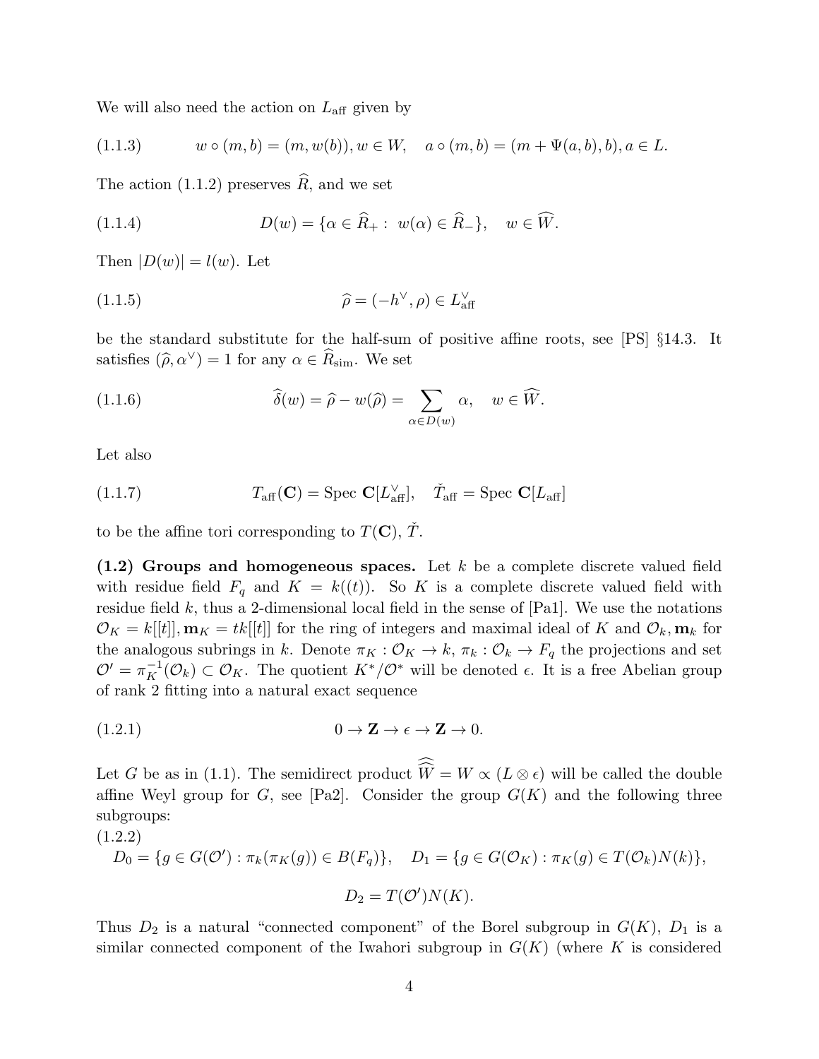We will also need the action on $L_{\rm aff}$ given by

$$w \circ (m, b) = (m, w(b)), w \in W, \quad a \circ (m, b) = (m + \Psi(a, b), b), a \in L. \tag{1.1.3}$$

The action (1.1.2) preserves $\widehat{R}$, and we set

$$D(w) = \{\alpha \in \widehat{R}_+ : \ w(\alpha) \in \widehat{R}_-\}, \quad w \in \widehat{W}. \tag{1.1.4}$$

Then $|D(w)| = l(w)$. Let

$$\widehat{\rho} = (-h^\vee, \rho) \in L_{\rm aff}^\vee \tag{1.1.5}$$

be the standard substitute for the half-sum of positive affine roots, see [PS] §14.3. It satisfies $(\widehat{\rho}, \alpha^\vee) = 1$ for any $\alpha \in \widehat{R}_{\rm sim}$. We set

$$\widehat{\delta}(w) = \widehat{\rho} - w(\widehat{\rho}) = \sum_{\alpha \in D(w)} \alpha, \quad w \in \widehat{W}. \tag{1.1.6}$$

Let also

$$T_{\rm aff}(\mathbf{C}) = \operatorname{Spec} \mathbf{C}[L_{\rm aff}^\vee], \quad \check{T}_{\rm aff} = \operatorname{Spec} \mathbf{C}[L_{\rm aff}] \tag{1.1.7}$$

to be the affine tori corresponding to $T(\mathbf{C})$, $\check{T}$.

**(1.2) Groups and homogeneous spaces.** Let $k$ be a complete discrete valued field with residue field $F_q$ and $K = k((t))$. So $K$ is a complete discrete valued field with residue field $k$, thus a 2-dimensional local field in the sense of [Pa1]. We use the notations $\mathcal{O}_K = k[[t]], \mathbf{m}_K = tk[[t]]$ for the ring of integers and maximal ideal of $K$ and $\mathcal{O}_k, \mathbf{m}_k$ for the analogous subrings in $k$. Denote $\pi_K : \mathcal{O}_K \to k$, $\pi_k : \mathcal{O}_k \to F_q$ the projections and set $\mathcal{O}' = \pi_K^{-1}(\mathcal{O}_k) \subset \mathcal{O}_K$. The quotient $K^*/\mathcal{O}^*$ will be denoted $\epsilon$. It is a free Abelian group of rank 2 fitting into a natural exact sequence

$$0 \to \mathbf{Z} \to \epsilon \to \mathbf{Z} \to 0. \tag{1.2.1}$$

Let $G$ be as in (1.1). The semidirect product $\widehat{\widehat{W}} = W \propto (L \otimes \epsilon)$ will be called the double affine Weyl group for $G$, see [Pa2]. Consider the group $G(K)$ and the following three subgroups:

(1.2.2)

$$D_0 = \{g \in G(\mathcal{O}') : \pi_k(\pi_K(g)) \in B(F_q)\}, \quad D_1 = \{g \in G(\mathcal{O}_K) : \pi_K(g) \in T(\mathcal{O}_k)N(k)\},$$

$$D_2 = T(\mathcal{O}')N(K).$$

Thus $D_2$ is a natural "connected component" of the Borel subgroup in $G(K)$, $D_1$ is a similar connected component of the Iwahori subgroup in $G(K)$ (where $K$ is considered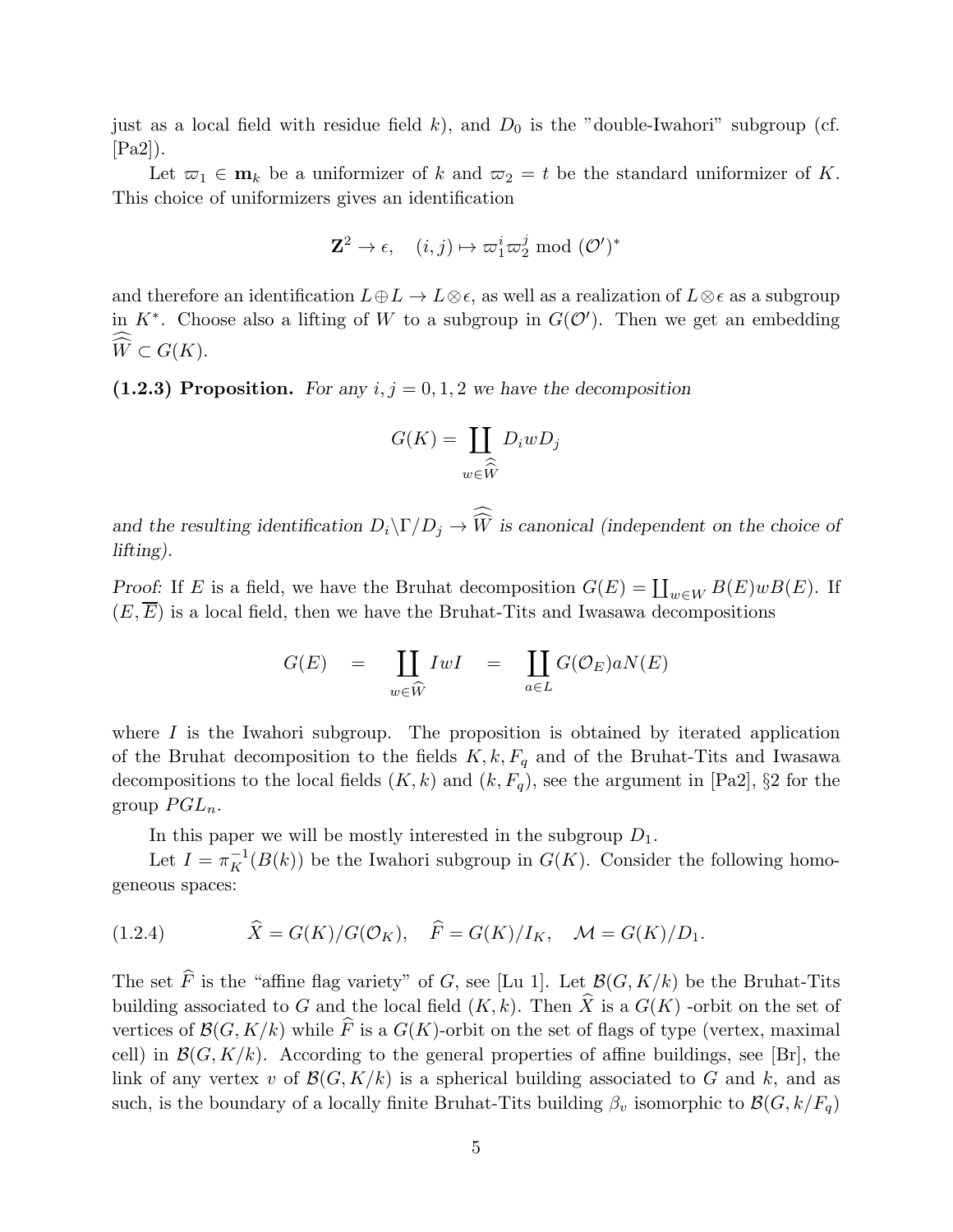just as a local field with residue field $k$), and $D_0$ is the "double-Iwahori" subgroup (cf. [Pa2]).

Let $\varpi_1 \in \mathbf{m}_k$ be a uniformizer of $k$ and $\varpi_2 = t$ be the standard uniformizer of $K$. This choice of uniformizers gives an identification

$$\mathbf{Z}^2 \to \epsilon, \quad (i,j) \mapsto \varpi_1^i \varpi_2^j \bmod (\mathcal{O}')^*$$

and therefore an identification $L \oplus L \to L \otimes \epsilon$, as well as a realization of $L \otimes \epsilon$ as a subgroup in $K^*$. Choose also a lifting of $W$ to a subgroup in $G(\mathcal{O}')$. Then we get an embedding $\widehat{\widehat{W}} \subset G(K)$.

**(1.2.3) Proposition.** *For any $i, j = 0, 1, 2$ we have the decomposition*

$$G(K) = \coprod_{w \in \widehat{\widehat{W}}} D_i w D_j$$

*and the resulting identification $D_i \backslash \Gamma / D_j \to \widehat{\widehat{W}}$ is canonical (independent on the choice of lifting).*

*Proof:* If $E$ is a field, we have the Bruhat decomposition $G(E) = \coprod_{w \in W} B(E) w B(E)$. If $(E, \overline{E})$ is a local field, then we have the Bruhat-Tits and Iwasawa decompositions

$$G(E) \quad = \quad \coprod_{w \in \widehat{W}} IwI \quad = \quad \coprod_{a \in L} G(\mathcal{O}_E) a N(E)$$

where $I$ is the Iwahori subgroup. The proposition is obtained by iterated application of the Bruhat decomposition to the fields $K, k, F_q$ and of the Bruhat-Tits and Iwasawa decompositions to the local fields $(K, k)$ and $(k, F_q)$, see the argument in [Pa2], §2 for the group $PGL_n$.

In this paper we will be mostly interested in the subgroup $D_1$.

Let $I = \pi_K^{-1}(B(k))$ be the Iwahori subgroup in $G(K)$. Consider the following homogeneous spaces:

$$\widehat{X} = G(K)/G(\mathcal{O}_K), \quad \widehat{F} = G(K)/I_K, \quad \mathcal{M} = G(K)/D_1. \tag{1.2.4}$$

The set $\widehat{F}$ is the "affine flag variety" of $G$, see [Lu 1]. Let $\mathcal{B}(G, K/k)$ be the Bruhat-Tits building associated to $G$ and the local field $(K, k)$. Then $\widehat{X}$ is a $G(K)$ -orbit on the set of vertices of $\mathcal{B}(G, K/k)$ while $\widehat{F}$ is a $G(K)$-orbit on the set of flags of type (vertex, maximal cell) in $\mathcal{B}(G, K/k)$. According to the general properties of affine buildings, see [Br], the link of any vertex $v$ of $\mathcal{B}(G, K/k)$ is a spherical building associated to $G$ and $k$, and as such, is the boundary of a locally finite Bruhat-Tits building $\beta_v$ isomorphic to $\mathcal{B}(G, k/F_q)$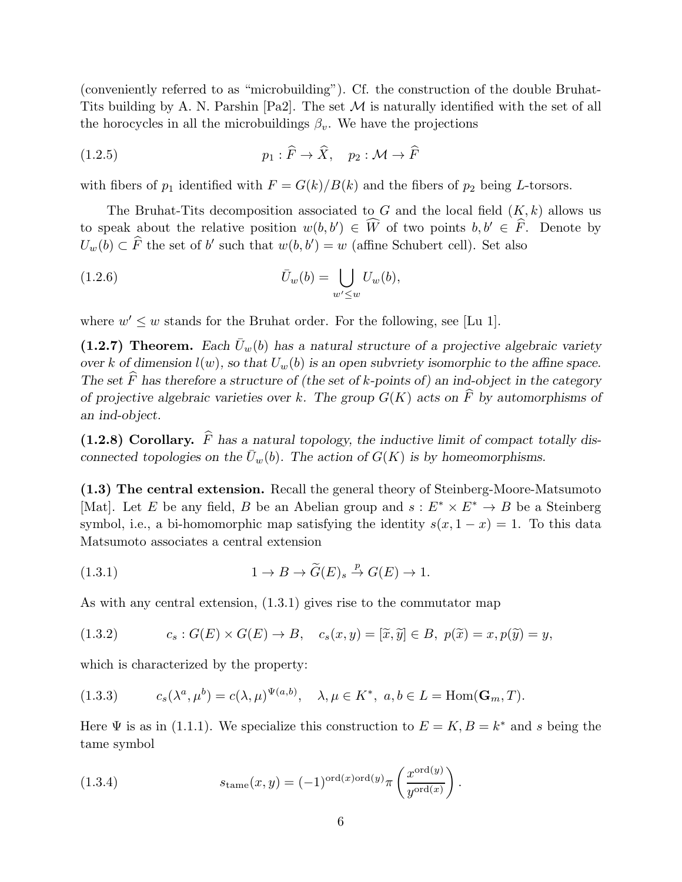(conveniently referred to as "microbuilding"). Cf. the construction of the double Bruhat-Tits building by A. N. Parshin [Pa2]. The set $\mathcal{M}$ is naturally identified with the set of all the horocycles in all the microbuildings $\beta_v$. We have the projections

$$p_1 : \widehat{F} \to \widehat{X}, \quad p_2 : \mathcal{M} \to \widehat{F} \tag{1.2.5}$$

with fibers of $p_1$ identified with $F = G(k)/B(k)$ and the fibers of $p_2$ being $L$-torsors.

The Bruhat-Tits decomposition associated to $G$ and the local field $(K, k)$ allows us to speak about the relative position $w(b, b') \in \widehat{W}$ of two points $b, b' \in \widehat{F}$. Denote by $U_w(b) \subset \widehat{F}$ the set of $b'$ such that $w(b, b') = w$ (affine Schubert cell). Set also

$$\bar{U}_w(b) = \bigcup_{w' \leq w} U_w(b), \tag{1.2.6}$$

where $w' \leq w$ stands for the Bruhat order. For the following, see [Lu 1].

**(1.2.7) Theorem.** *Each $\bar{U}_w(b)$ has a natural structure of a projective algebraic variety over $k$ of dimension $l(w)$, so that $U_w(b)$ is an open subvriety isomorphic to the affine space. The set $\widehat{F}$ has therefore a structure of (the set of $k$-points of) an ind-object in the category of projective algebraic varieties over $k$. The group $G(K)$ acts on $\widehat{F}$ by automorphisms of an ind-object.*

**(1.2.8) Corollary.** *$\widehat{F}$ has a natural topology, the inductive limit of compact totally disconnected topologies on the $\bar{U}_w(b)$. The action of $G(K)$ is by homeomorphisms.*

**(1.3) The central extension.** Recall the general theory of Steinberg-Moore-Matsumoto [Mat]. Let $E$ be any field, $B$ be an Abelian group and $s : E^* \times E^* \to B$ be a Steinberg symbol, i.e., a bi-homomorphic map satisfying the identity $s(x, 1 - x) = 1$. To this data Matsumoto associates a central extension

$$1 \to B \to \widetilde{G}(E)_s \xrightarrow{p} G(E) \to 1. \tag{1.3.1}$$

As with any central extension, (1.3.1) gives rise to the commutator map

$$c_s : G(E) \times G(E) \to B, \quad c_s(x, y) = [\widetilde{x}, \widetilde{y}] \in B, \ p(\widetilde{x}) = x, p(\widetilde{y}) = y, \tag{1.3.2}$$

which is characterized by the property:

$$c_s(\lambda^a, \mu^b) = c(\lambda, \mu)^{\Psi(a,b)}, \quad \lambda, \mu \in K^*, \ a, b \in L = \mathrm{Hom}(\mathbf{G}_m, T). \tag{1.3.3}$$

Here $\Psi$ is as in (1.1.1). We specialize this construction to $E = K, B = k^*$ and $s$ being the tame symbol

$$s_{\mathrm{tame}}(x, y) = (-1)^{\mathrm{ord}(x)\mathrm{ord}(y)} \pi \left( \frac{x^{\mathrm{ord}(y)}}{y^{\mathrm{ord}(x)}} \right). \tag{1.3.4}$$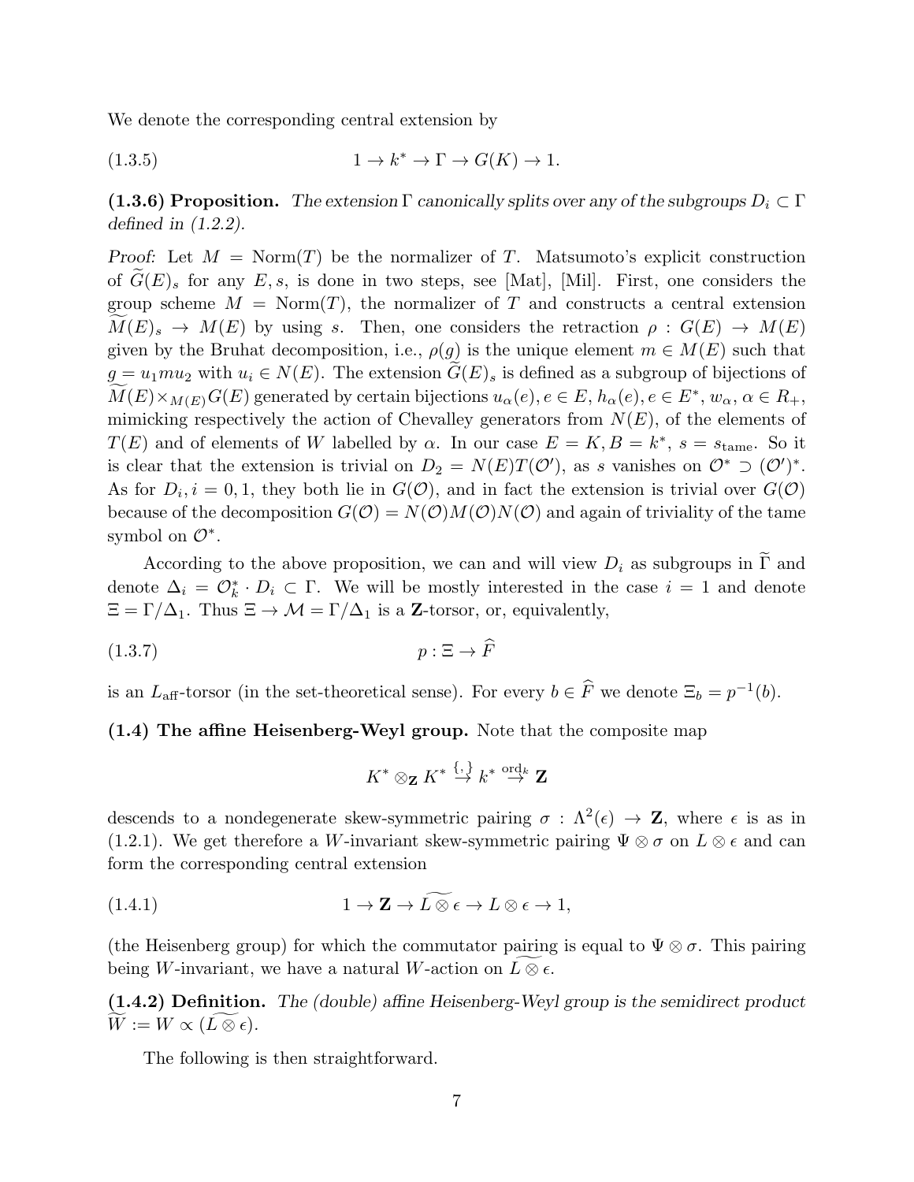We denote the corresponding central extension by

$$1 \to k^* \to \Gamma \to G(K) \to 1. \tag{1.3.5}$$

**(1.3.6) Proposition.** *The extension $\Gamma$ canonically splits over any of the subgroups $D_i \subset \Gamma$ defined in (1.2.2).*

*Proof:* Let $M = \mathrm{Norm}(T)$ be the normalizer of $T$. Matsumoto's explicit construction of $\widetilde{G}(E)_s$ for any $E, s$, is done in two steps, see [Mat], [Mil]. First, one considers the group scheme $M = \mathrm{Norm}(T)$, the normalizer of $T$ and constructs a central extension $\widetilde{M}(E)_s \to M(E)$ by using $s$. Then, one considers the retraction $\rho : G(E) \to M(E)$ given by the Bruhat decomposition, i.e., $\rho(g)$ is the unique element $m \in M(E)$ such that $g = u_1 m u_2$ with $u_i \in N(E)$. The extension $\widetilde{G}(E)_s$ is defined as a subgroup of bijections of $\widetilde{M}(E) \times_{M(E)} G(E)$ generated by certain bijections $u_\alpha(e), e \in E$, $h_\alpha(e), e \in E^*$, $w_\alpha$, $\alpha \in R_+$, mimicking respectively the action of Chevalley generators from $N(E)$, of the elements of $T(E)$ and of elements of $W$ labelled by $\alpha$. In our case $E = K, B = k^*$, $s = s_{\mathrm{tame}}$. So it is clear that the extension is trivial on $D_2 = N(E)T(\mathcal{O}')$, as $s$ vanishes on $\mathcal{O}^* \supset (\mathcal{O}')^*$. As for $D_i, i = 0, 1$, they both lie in $G(\mathcal{O})$, and in fact the extension is trivial over $G(\mathcal{O})$ because of the decomposition $G(\mathcal{O}) = N(\mathcal{O})M(\mathcal{O})N(\mathcal{O})$ and again of triviality of the tame symbol on $\mathcal{O}^*$.

According to the above proposition, we can and will view $D_i$ as subgroups in $\widetilde{\Gamma}$ and denote $\Delta_i = \mathcal{O}_k^* \cdot D_i \subset \Gamma$. We will be mostly interested in the case $i = 1$ and denote $\Xi = \Gamma/\Delta_1$. Thus $\Xi \to \mathcal{M} = \Gamma/\Delta_1$ is a $\mathbf{Z}$-torsor, or, equivalently,

$$p : \Xi \to \widehat{F} \tag{1.3.7}$$

is an $L_{\mathrm{aff}}$-torsor (in the set-theoretical sense). For every $b \in \widehat{F}$ we denote $\Xi_b = p^{-1}(b)$.

**(1.4) The affine Heisenberg-Weyl group.** Note that the composite map

$$K^* \otimes_{\mathbf{Z}} K^* \stackrel{\{,\}}{\to} k^* \stackrel{\mathrm{ord}_k}{\to} \mathbf{Z}$$

descends to a nondegenerate skew-symmetric pairing $\sigma : \Lambda^2(\epsilon) \to \mathbf{Z}$, where $\epsilon$ is as in (1.2.1). We get therefore a $W$-invariant skew-symmetric pairing $\Psi \otimes \sigma$ on $L \otimes \epsilon$ and can form the corresponding central extension

$$1 \to \mathbf{Z} \to \widetilde{L \otimes \epsilon} \to L \otimes \epsilon \to 1, \tag{1.4.1}$$

(the Heisenberg group) for which the commutator pairing is equal to $\Psi \otimes \sigma$. This pairing being $W$-invariant, we have a natural $W$-action on $\widetilde{L \otimes \epsilon}$.

**(1.4.2) Definition.** *The (double) affine Heisenberg-Weyl group is the semidirect product $\widetilde{W} := W \propto (\widetilde{L \otimes \epsilon})$.*

The following is then straightforward.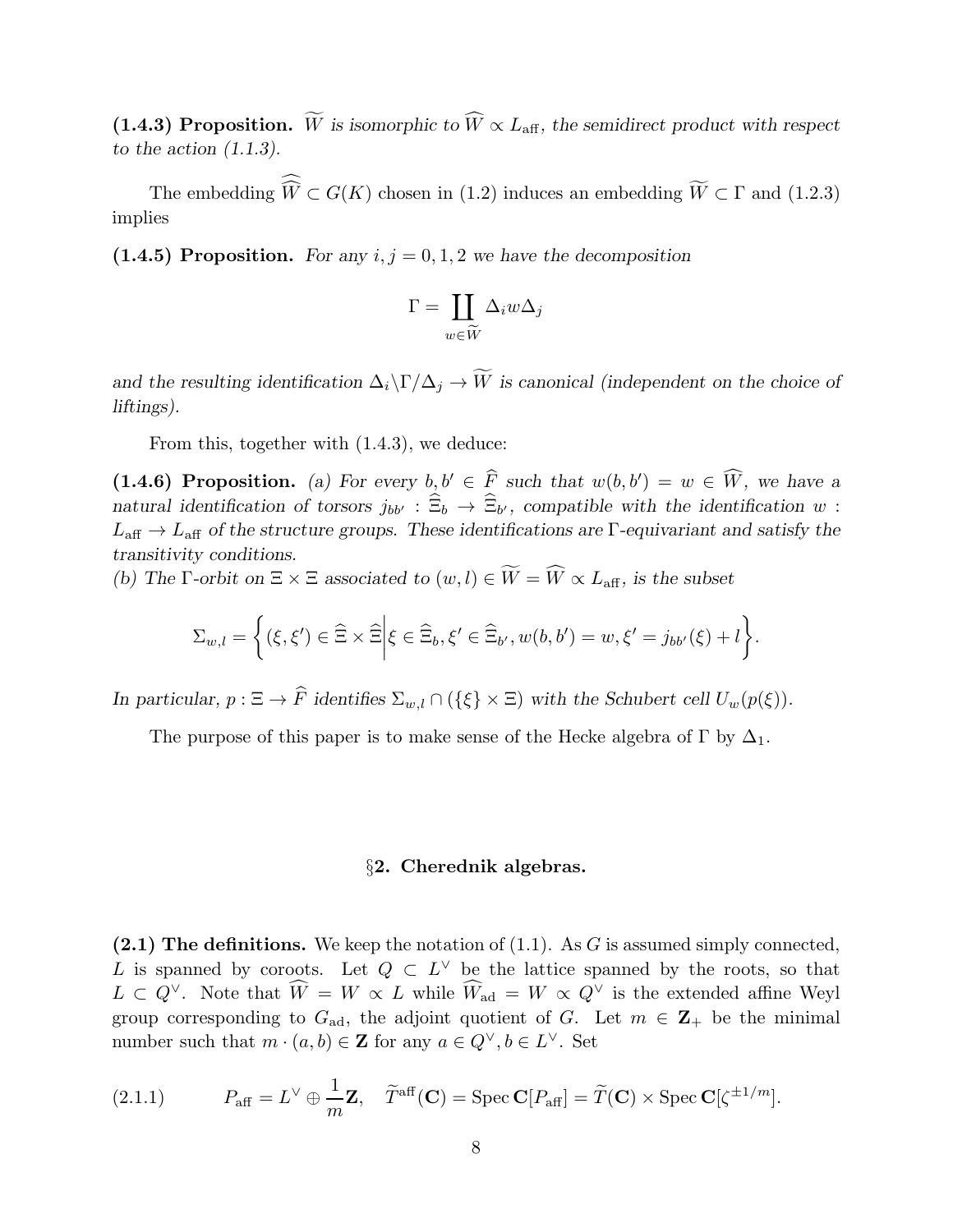**(1.4.3) Proposition.** *$\widetilde{W}$ is isomorphic to $\widehat{W} \propto L_{\rm aff}$, the semidirect product with respect to the action (1.1.3).*

The embedding $\widehat{\widehat{W}} \subset G(K)$ chosen in (1.2) induces an embedding $\widetilde{W} \subset \Gamma$ and (1.2.3) implies

**(1.4.5) Proposition.** *For any $i, j = 0, 1, 2$ we have the decomposition*

$$\Gamma = \coprod_{w \in \widetilde{W}} \Delta_i w \Delta_j$$

*and the resulting identification $\Delta_i \backslash \Gamma / \Delta_j \to \widetilde{W}$ is canonical (independent on the choice of liftings).*

From this, together with (1.4.3), we deduce:

**(1.4.6) Proposition.** *(a) For every $b, b' \in \widehat{F}$ such that $w(b, b') = w \in \widehat{W}$, we have a natural identification of torsors $j_{bb'} : \widehat{\Xi}_b \to \widehat{\Xi}_{b'}$, compatible with the identification $w : L_{\rm aff} \to L_{\rm aff}$ of the structure groups. These identifications are $\Gamma$-equivariant and satisfy the transitivity conditions.*
*(b) The $\Gamma$-orbit on $\Xi \times \Xi$ associated to $(w, l) \in \widetilde{W} = \widehat{W} \propto L_{\rm aff}$, is the subset*

$$\Sigma_{w,l} = \left\{ (\xi, \xi') \in \widehat{\Xi} \times \widehat{\Xi} \middle| \xi \in \widehat{\Xi}_b, \xi' \in \widehat{\Xi}_{b'}, w(b, b') = w, \xi' = j_{bb'}(\xi) + l \right\}.$$

*In particular, $p : \Xi \to \widehat{F}$ identifies $\Sigma_{w,l} \cap (\{\xi\} \times \Xi)$ with the Schubert cell $U_w(p(\xi))$.*

The purpose of this paper is to make sense of the Hecke algebra of $\Gamma$ by $\Delta_1$.

## §2. Cherednik algebras.

**(2.1) The definitions.** We keep the notation of (1.1). As $G$ is assumed simply connected, $L$ is spanned by coroots. Let $Q \subset L^\vee$ be the lattice spanned by the roots, so that $L \subset Q^\vee$. Note that $\widehat{W} = W \propto L$ while $\widehat{W}_{\rm ad} = W \propto Q^\vee$ is the extended affine Weyl group corresponding to $G_{\rm ad}$, the adjoint quotient of $G$. Let $m \in \mathbf{Z}_+$ be the minimal number such that $m \cdot (a, b) \in \mathbf{Z}$ for any $a \in Q^\vee, b \in L^\vee$. Set

$$P_{\rm aff} = L^\vee \oplus \frac{1}{m}\mathbf{Z}, \quad \widetilde{T}^{\rm aff}(\mathbf{C}) = {\rm Spec}\, \mathbf{C}[P_{\rm aff}] = \widetilde{T}(\mathbf{C}) \times {\rm Spec}\, \mathbf{C}[\zeta^{\pm 1/m}]. \tag{2.1.1}$$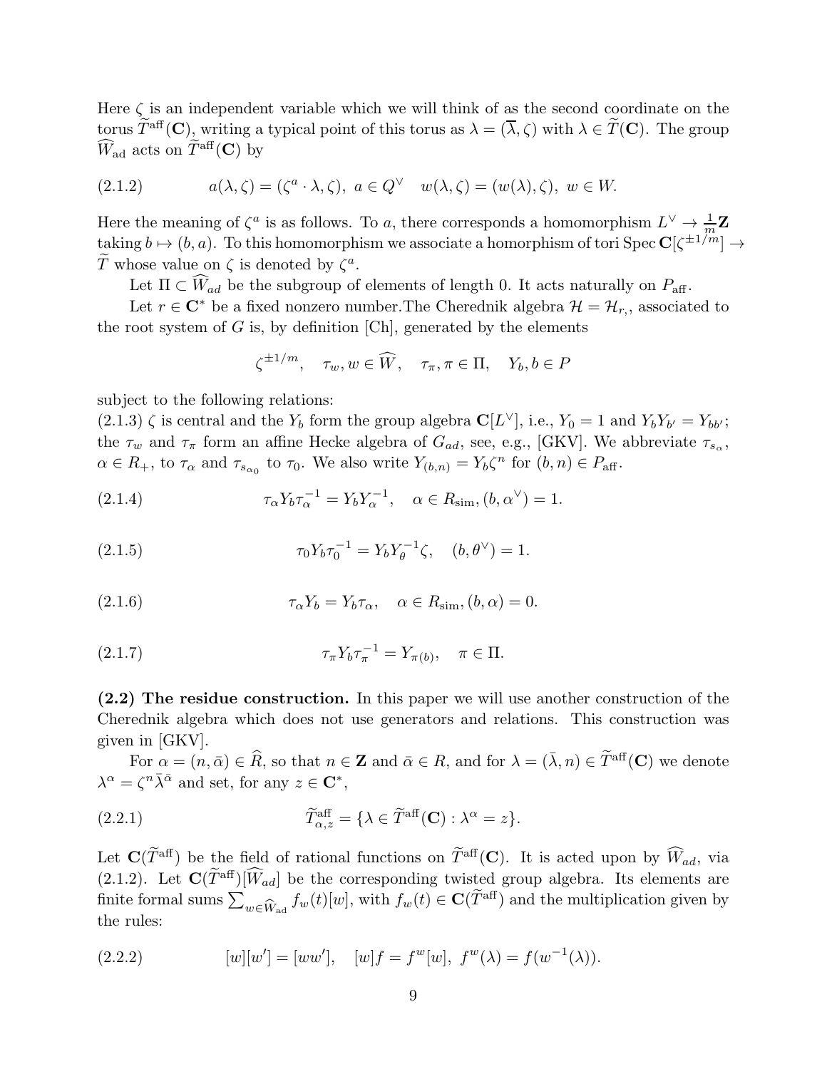Here $\zeta$ is an independent variable which we will think of as the second coordinate on the torus $\widetilde{T}^{\rm aff}(\mathbf{C})$, writing a typical point of this torus as $\lambda = (\overline{\lambda}, \zeta)$ with $\lambda \in \widetilde{T}(\mathbf{C})$. The group $\widehat{W}_{\rm ad}$ acts on $\widetilde{T}^{\rm aff}(\mathbf{C})$ by

$$a(\lambda, \zeta) = (\zeta^a \cdot \lambda, \zeta), \ a \in Q^\vee \quad w(\lambda, \zeta) = (w(\lambda), \zeta), \ w \in W. \tag{2.1.2}$$

Here the meaning of $\zeta^a$ is as follows. To $a$, there corresponds a homomorphism $L^\vee \to \frac{1}{m}\mathbf{Z}$ taking $b \mapsto (b, a)$. To this homomorphism we associate a homorphism of tori Spec $\mathbf{C}[\zeta^{\pm 1/m}] \to \widetilde{T}$ whose value on $\zeta$ is denoted by $\zeta^a$.

Let $\Pi \subset \widehat{W}_{ad}$ be the subgroup of elements of length 0. It acts naturally on $P_{\rm aff}$.

Let $r \in \mathbf{C}^*$ be a fixed nonzero number.The Cherednik algebra $\mathcal{H} = \mathcal{H}_{r,}$, associated to the root system of $G$ is, by definition [Ch], generated by the elements

$$\zeta^{\pm 1/m}, \quad \tau_w, w \in \widehat{W}, \quad \tau_\pi, \pi \in \Pi, \quad Y_b, b \in P$$

subject to the following relations:
(2.1.3) $\zeta$ is central and the $Y_b$ form the group algebra $\mathbf{C}[L^\vee]$, i.e., $Y_0 = 1$ and $Y_b Y_{b'} = Y_{bb'}$; the $\tau_w$ and $\tau_\pi$ form an affine Hecke algebra of $G_{ad}$, see, e.g., [GKV]. We abbreviate $\tau_{s_\alpha}$, $\alpha \in R_+$, to $\tau_\alpha$ and $\tau_{s_{\alpha_0}}$ to $\tau_0$. We also write $Y_{(b,n)} = Y_b \zeta^n$ for $(b, n) \in P_{\rm aff}$.

$$\tau_\alpha Y_b \tau_\alpha^{-1} = Y_b Y_\alpha^{-1}, \quad \alpha \in R_{\rm sim}, (b, \alpha^\vee) = 1. \tag{2.1.4}$$

$$\tau_0 Y_b \tau_0^{-1} = Y_b Y_\theta^{-1} \zeta, \quad (b, \theta^\vee) = 1. \tag{2.1.5}$$

$$\tau_\alpha Y_b = Y_b \tau_\alpha, \quad \alpha \in R_{\rm sim}, (b, \alpha) = 0. \tag{2.1.6}$$

$$\tau_\pi Y_b \tau_\pi^{-1} = Y_{\pi(b)}, \quad \pi \in \Pi. \tag{2.1.7}$$

**(2.2) The residue construction.** In this paper we will use another construction of the Cherednik algebra which does not use generators and relations. This construction was given in [GKV].

For $\alpha = (n, \bar{\alpha}) \in \widehat{R}$, so that $n \in \mathbf{Z}$ and $\bar{\alpha} \in R$, and for $\lambda = (\bar{\lambda}, n) \in \widetilde{T}^{\rm aff}(\mathbf{C})$ we denote $\lambda^\alpha = \zeta^n \bar{\lambda}^{\bar{\alpha}}$ and set, for any $z \in \mathbf{C}^*$,

$$\widetilde{T}^{\rm aff}_{\alpha, z} = \{\lambda \in \widetilde{T}^{\rm aff}(\mathbf{C}) : \lambda^\alpha = z\}. \tag{2.2.1}$$

Let $\mathbf{C}(\widetilde{T}^{\rm aff})$ be the field of rational functions on $\widetilde{T}^{\rm aff}(\mathbf{C})$. It is acted upon by $\widehat{W}_{ad}$, via (2.1.2). Let $\mathbf{C}(\widetilde{T}^{\rm aff})[\widehat{W}_{ad}]$ be the corresponding twisted group algebra. Its elements are finite formal sums $\sum_{w \in \widehat{W}_{\rm ad}} f_w(t)[w]$, with $f_w(t) \in \mathbf{C}(\widetilde{T}^{\rm aff})$ and the multiplication given by the rules:

$$[w][w'] = [ww'], \quad [w]f = f^w[w], \ f^w(\lambda) = f(w^{-1}(\lambda)). \tag{2.2.2}$$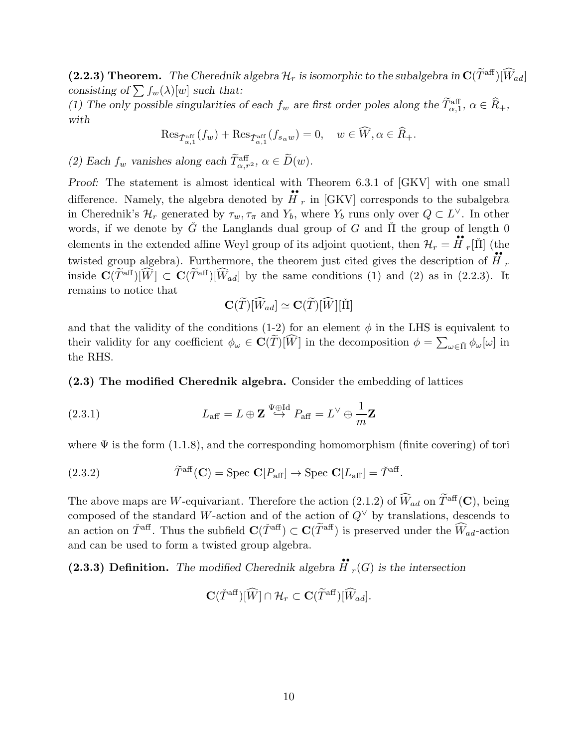**(2.2.3) Theorem.** *The Cherednik algebra $\mathcal{H}_r$ is isomorphic to the subalgebra in $\mathbf{C}(\widetilde{T}^{\text{aff}})[\widehat{W}_{ad}]$ consisting of $\sum f_w(\lambda)[w]$ such that:*

*(1) The only possible singularities of each $f_w$ are first order poles along the $\widetilde{T}^{\text{aff}}_{\alpha,1}$, $\alpha \in \widehat{R}_+$, with*

$$\text{Res}_{\widetilde{T}^{\text{aff}}_{\alpha,1}}(f_w) + \text{Res}_{\widetilde{T}^{\text{aff}}_{\alpha,1}}(f_{s_\alpha w}) = 0, \quad w \in \widehat{W}, \alpha \in \widehat{R}_+.$$

*(2) Each $f_w$ vanishes along each $\widetilde{T}^{\text{aff}}_{\alpha,r^2}$, $\alpha \in \widetilde{D}(w)$.*

*Proof:* The statement is almost identical with Theorem 6.3.1 of [GKV] with one small difference. Namely, the algebra denoted by $\ddot{H}_r$ in [GKV] corresponds to the subalgebra in Cherednik's $\mathcal{H}_r$ generated by $\tau_w, \tau_\pi$ and $Y_b$, where $Y_b$ runs only over $Q \subset L^\vee$. In other words, if we denote by $\check{G}$ the Langlands dual group of $G$ and $\check{\Pi}$ the group of length 0 elements in the extended affine Weyl group of its adjoint quotient, then $\mathcal{H}_r = \ddot{H}_r[\check{\Pi}]$ (the twisted group algebra). Furthermore, the theorem just cited gives the description of $\ddot{H}_r$ inside $\mathbf{C}(\widetilde{T}^{\text{aff}})[\widehat{W}] \subset \mathbf{C}(\widetilde{T}^{\text{aff}})[\widehat{W}_{ad}]$ by the same conditions (1) and (2) as in (2.2.3). It remains to notice that

$$\mathbf{C}(\widetilde{T})[\widehat{W}_{ad}] \simeq \mathbf{C}(\widetilde{T})[\widehat{W}][\check{\Pi}]$$

and that the validity of the conditions (1-2) for an element $\phi$ in the LHS is equivalent to their validity for any coefficient $\phi_\omega \in \mathbf{C}(\widetilde{T})[\widehat{W}]$ in the decomposition $\phi = \sum_{\omega \in \check{\Pi}} \phi_\omega[\omega]$ in the RHS.

**(2.3) The modified Cherednik algebra.** Consider the embedding of lattices

$$L_{\text{aff}} = L \oplus \mathbf{Z} \overset{\Psi \oplus \text{Id}}{\hookrightarrow} P_{\text{aff}} = L^\vee \oplus \frac{1}{m}\mathbf{Z} \tag{2.3.1}$$

where $\Psi$ is the form (1.1.8), and the corresponding homomorphism (finite covering) of tori

$$\widetilde{T}^{\text{aff}}(\mathbf{C}) = \text{Spec } \mathbf{C}[P_{\text{aff}}] \to \text{Spec } \mathbf{C}[L_{\text{aff}}] = \check{T}^{\text{aff}}. \tag{2.3.2}$$

The above maps are $W$-equivariant. Therefore the action (2.1.2) of $\widehat{W}_{ad}$ on $\widetilde{T}^{\text{aff}}(\mathbf{C})$, being composed of the standard $W$-action and of the action of $Q^\vee$ by translations, descends to an action on $\check{T}^{\text{aff}}$. Thus the subfield $\mathbf{C}(\check{T}^{\text{aff}}) \subset \mathbf{C}(\widetilde{T}^{\text{aff}})$ is preserved under the $\widehat{W}_{ad}$-action and can be used to form a twisted group algebra.

**(2.3.3) Definition.** *The modified Cherednik algebra $\ddot{H}_r(G)$ is the intersection*

$$\mathbf{C}(\check{T}^{\text{aff}})[\widehat{W}] \cap \mathcal{H}_r \subset \mathbf{C}(\widetilde{T}^{\text{aff}})[\widehat{W}_{ad}].$$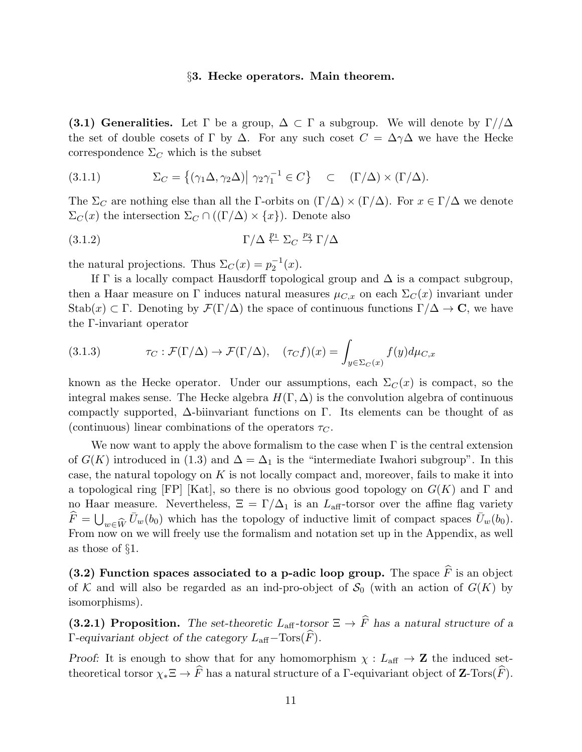## §3. Hecke operators. Main theorem.

**(3.1) Generalities.** Let $\Gamma$ be a group, $\Delta \subset \Gamma$ a subgroup. We will denote by $\Gamma//\Delta$ the set of double cosets of $\Gamma$ by $\Delta$. For any such coset $C = \Delta\gamma\Delta$ we have the Hecke correspondence $\Sigma_C$ which is the subset

$$\Sigma_C = \left\{(\gamma_1\Delta, \gamma_2\Delta) \middle|\ \gamma_2\gamma_1^{-1} \in C\right\} \quad \subset \quad (\Gamma/\Delta) \times (\Gamma/\Delta). \tag{3.1.1}$$

The $\Sigma_C$ are nothing else than all the $\Gamma$-orbits on $(\Gamma/\Delta) \times (\Gamma/\Delta)$. For $x \in \Gamma/\Delta$ we denote $\Sigma_C(x)$ the intersection $\Sigma_C \cap ((\Gamma/\Delta) \times \{x\})$. Denote also

$$\Gamma/\Delta \overset{p_1}{\leftarrow} \Sigma_C \overset{p_2}{\rightarrow} \Gamma/\Delta \tag{3.1.2}$$

the natural projections. Thus $\Sigma_C(x) = p_2^{-1}(x)$.

If $\Gamma$ is a locally compact Hausdorff topological group and $\Delta$ is a compact subgroup, then a Haar measure on $\Gamma$ induces natural measures $\mu_{C,x}$ on each $\Sigma_C(x)$ invariant under $\mathrm{Stab}(x) \subset \Gamma$. Denoting by $\mathcal{F}(\Gamma/\Delta)$ the space of continuous functions $\Gamma/\Delta \to \mathbf{C}$, we have the $\Gamma$-invariant operator

$$\tau_C : \mathcal{F}(\Gamma/\Delta) \to \mathcal{F}(\Gamma/\Delta), \quad (\tau_C f)(x) = \int_{y \in \Sigma_C(x)} f(y) d\mu_{C,x} \tag{3.1.3}$$

known as the Hecke operator. Under our assumptions, each $\Sigma_C(x)$ is compact, so the integral makes sense. The Hecke algebra $H(\Gamma, \Delta)$ is the convolution algebra of continuous compactly supported, $\Delta$-biinvariant functions on $\Gamma$. Its elements can be thought of as (continuous) linear combinations of the operators $\tau_C$.

We now want to apply the above formalism to the case when $\Gamma$ is the central extension of $G(K)$ introduced in (1.3) and $\Delta = \Delta_1$ is the "intermediate Iwahori subgroup". In this case, the natural topology on $K$ is not locally compact and, moreover, fails to make it into a topological ring [FP] [Kat], so there is no obvious good topology on $G(K)$ and $\Gamma$ and no Haar measure. Nevertheless, $\Xi = \Gamma/\Delta_1$ is an $L_{\mathrm{aff}}$-torsor over the affine flag variety $\widehat{F} = \bigcup_{w \in \widehat{W}} \bar{U}_w(b_0)$ which has the topology of inductive limit of compact spaces $\bar{U}_w(b_0)$. From now on we will freely use the formalism and notation set up in the Appendix, as well as those of §1.

**(3.2) Function spaces associated to a p-adic loop group.** The space $\widehat{F}$ is an object of $\mathcal{K}$ and will also be regarded as an ind-pro-object of $\mathcal{S}_0$ (with an action of $G(K)$ by isomorphisms).

**(3.2.1) Proposition.** *The set-theoretic $L_{\mathrm{aff}}$-torsor $\Xi \to \widehat{F}$ has a natural structure of a $\Gamma$-equivariant object of the category $L_{\mathrm{aff}}-\mathrm{Tors}(\widehat{F})$.*

*Proof:* It is enough to show that for any homomorphism $\chi : L_{\mathrm{aff}} \to \mathbf{Z}$ the induced set-theoretical torsor $\chi_*\Xi \to \widehat{F}$ has a natural structure of a $\Gamma$-equivariant object of $\mathbf{Z}\text{-Tors}(\widehat{F})$.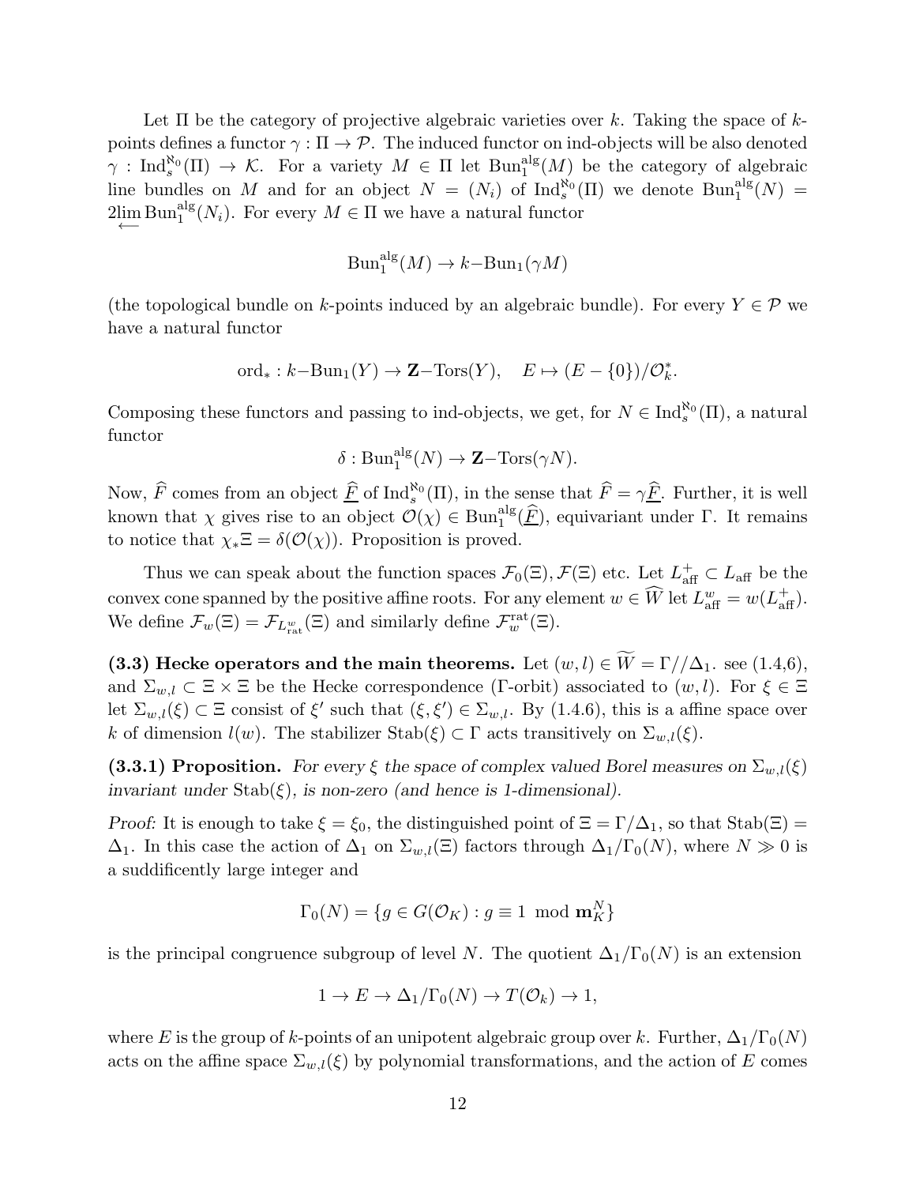Let $\Pi$ be the category of projective algebraic varieties over $k$. Taking the space of $k$-points defines a functor $\gamma : \Pi \to \mathcal{P}$. The induced functor on ind-objects will be also denoted $\gamma : \mathrm{Ind}_s^{\aleph_0}(\Pi) \to \mathcal{K}$. For a variety $M \in \Pi$ let $\mathrm{Bun}_1^{\mathrm{alg}}(M)$ be the category of algebraic line bundles on $M$ and for an object $N = (N_i)$ of $\mathrm{Ind}_s^{\aleph_0}(\Pi)$ we denote $\mathrm{Bun}_1^{\mathrm{alg}}(N) = 2\varprojlim \mathrm{Bun}_1^{\mathrm{alg}}(N_i)$. For every $M \in \Pi$ we have a natural functor

$$\mathrm{Bun}_1^{\mathrm{alg}}(M) \to k\mathrm{-Bun}_1(\gamma M)$$

(the topological bundle on $k$-points induced by an algebraic bundle). For every $Y \in \mathcal{P}$ we have a natural functor

$$\mathrm{ord}_* : k\mathrm{-Bun}_1(Y) \to \mathbf{Z}\mathrm{-Tors}(Y), \quad E \mapsto (E - \{0\})/\mathcal{O}_k^*.$$

Composing these functors and passing to ind-objects, we get, for $N \in \mathrm{Ind}_s^{\aleph_0}(\Pi)$, a natural functor

$$\delta : \mathrm{Bun}_1^{\mathrm{alg}}(N) \to \mathbf{Z}\mathrm{-Tors}(\gamma N).$$

Now, $\widehat{F}$ comes from an object $\underline{\widehat{F}}$ of $\mathrm{Ind}_s^{\aleph_0}(\Pi)$, in the sense that $\widehat{F} = \gamma \underline{\widehat{F}}$. Further, it is well known that $\chi$ gives rise to an object $\mathcal{O}(\chi) \in \mathrm{Bun}_1^{\mathrm{alg}}(\underline{\widehat{F}})$, equivariant under $\Gamma$. It remains to notice that $\chi_* \Xi = \delta(\mathcal{O}(\chi))$. Proposition is proved.

Thus we can speak about the function spaces $\mathcal{F}_0(\Xi), \mathcal{F}(\Xi)$ etc. Let $L_{\mathrm{aff}}^+ \subset L_{\mathrm{aff}}$ be the convex cone spanned by the positive affine roots. For any element $w \in \widehat{W}$ let $L_{\mathrm{aff}}^w = w(L_{\mathrm{aff}}^+)$. We define $\mathcal{F}_w(\Xi) = \mathcal{F}_{L_{\mathrm{rat}}^w}(\Xi)$ and similarly define $\mathcal{F}_w^{\mathrm{rat}}(\Xi)$.

**(3.3) Hecke operators and the main theorems.** Let $(w, l) \in \widetilde{W} = \Gamma//\Delta_1$. see (1.4,6), and $\Sigma_{w,l} \subset \Xi \times \Xi$ be the Hecke correspondence ($\Gamma$-orbit) associated to $(w, l)$. For $\xi \in \Xi$ let $\Sigma_{w,l}(\xi) \subset \Xi$ consist of $\xi'$ such that $(\xi, \xi') \in \Sigma_{w,l}$. By (1.4.6), this is a affine space over $k$ of dimension $l(w)$. The stabilizer $\mathrm{Stab}(\xi) \subset \Gamma$ acts transitively on $\Sigma_{w,l}(\xi)$.

**(3.3.1) Proposition.** *For every $\xi$ the space of complex valued Borel measures on $\Sigma_{w,l}(\xi)$ invariant under $\mathrm{Stab}(\xi)$, is non-zero (and hence is 1-dimensional).*

*Proof:* It is enough to take $\xi = \xi_0$, the distinguished point of $\Xi = \Gamma/\Delta_1$, so that $\mathrm{Stab}(\Xi) = \Delta_1$. In this case the action of $\Delta_1$ on $\Sigma_{w,l}(\Xi)$ factors through $\Delta_1/\Gamma_0(N)$, where $N \gg 0$ is a suddificently large integer and

$$\Gamma_0(N) = \{g \in G(\mathcal{O}_K) : g \equiv 1 \mod \mathbf{m}_K^N\}$$

is the principal congruence subgroup of level $N$. The quotient $\Delta_1/\Gamma_0(N)$ is an extension

$$1 \to E \to \Delta_1/\Gamma_0(N) \to T(\mathcal{O}_k) \to 1,$$

where $E$ is the group of $k$-points of an unipotent algebraic group over $k$. Further, $\Delta_1/\Gamma_0(N)$ acts on the affine space $\Sigma_{w,l}(\xi)$ by polynomial transformations, and the action of $E$ comes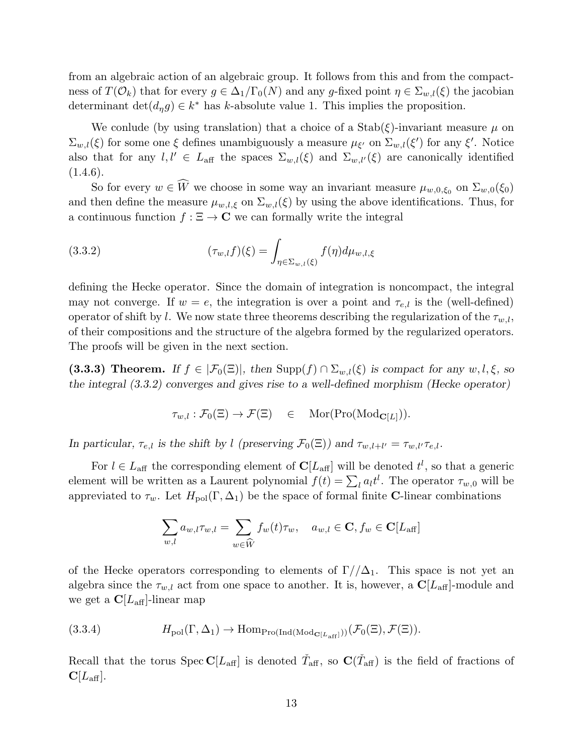from an algebraic action of an algebraic group. It follows from this and from the compactness of $T(\mathcal{O}_k)$ that for every $g \in \Delta_1/\Gamma_0(N)$ and any $g$-fixed point $\eta \in \Sigma_{w,l}(\xi)$ the jacobian determinant $\det(d_\eta g) \in k^*$ has $k$-absolute value 1. This implies the proposition.

We conlude (by using translation) that a choice of a $\mathrm{Stab}(\xi)$-invariant measure $\mu$ on $\Sigma_{w,l}(\xi)$ for some one $\xi$ defines unambiguously a measure $\mu_{\xi'}$ on $\Sigma_{w,l}(\xi')$ for any $\xi'$. Notice also that for any $l, l' \in L_{\mathrm{aff}}$ the spaces $\Sigma_{w,l}(\xi)$ and $\Sigma_{w,l'}(\xi)$ are canonically identified (1.4.6).

So for every $w \in \widehat{W}$ we choose in some way an invariant measure $\mu_{w,0,\xi_0}$ on $\Sigma_{w,0}(\xi_0)$ and then define the measure $\mu_{w,l,\xi}$ on $\Sigma_{w,l}(\xi)$ by using the above identifications. Thus, for a continuous function $f : \Xi \to \mathbf{C}$ we can formally write the integral

$$(\tau_{w,l} f)(\xi) = \int_{\eta \in \Sigma_{w,l}(\xi)} f(\eta) d\mu_{w,l,\xi} \tag{3.3.2}$$

defining the Hecke operator. Since the domain of integration is noncompact, the integral may not converge. If $w = e$, the integration is over a point and $\tau_{e,l}$ is the (well-defined) operator of shift by $l$. We now state three theorems describing the regularization of the $\tau_{w,l}$, of their compositions and the structure of the algebra formed by the regularized operators. The proofs will be given in the next section.

**(3.3.3) Theorem.** *If $f \in |\mathcal{F}_0(\Xi)|$, then $\mathrm{Supp}(f) \cap \Sigma_{w,l}(\xi)$ is compact for any $w, l, \xi$, so the integral (3.3.2) converges and gives rise to a well-defined morphism (Hecke operator)*

$$\tau_{w,l} : \mathcal{F}_0(\Xi) \to \mathcal{F}(\Xi) \quad \in \quad \mathrm{Mor}(\mathrm{Pro}(\mathrm{Mod}_{\mathbf{C}[L]})).$$

*In particular, $\tau_{e,l}$ is the shift by $l$ (preserving $\mathcal{F}_0(\Xi)$) and $\tau_{w,l+l'} = \tau_{w,l'}\tau_{e,l}$.*

For $l \in L_{\mathrm{aff}}$ the corresponding element of $\mathbf{C}[L_{\mathrm{aff}}]$ will be denoted $t^l$, so that a generic element will be written as a Laurent polynomial $f(t) = \sum_l a_l t^l$. The operator $\tau_{w,0}$ will be appreviated to $\tau_w$. Let $H_{\mathrm{pol}}(\Gamma, \Delta_1)$ be the space of formal finite $\mathbf{C}$-linear combinations

$$\sum_{w,l} a_{w,l} \tau_{w,l} = \sum_{w \in \widehat{W}} f_w(t) \tau_w, \quad a_{w,l} \in \mathbf{C}, f_w \in \mathbf{C}[L_{\mathrm{aff}}]$$

of the Hecke operators corresponding to elements of $\Gamma//\Delta_1$. This space is not yet an algebra since the $\tau_{w,l}$ act from one space to another. It is, however, a $\mathbf{C}[L_{\mathrm{aff}}]$-module and we get a $\mathbf{C}[L_{\mathrm{aff}}]$-linear map

$$H_{\mathrm{pol}}(\Gamma, \Delta_1) \to \mathrm{Hom}_{\mathrm{Pro}(\mathrm{Ind}(\mathrm{Mod}_{\mathbf{C}[L_{\mathrm{aff}}]}))}(\mathcal{F}_0(\Xi), \mathcal{F}(\Xi)). \tag{3.3.4}$$

Recall that the torus $\mathrm{Spec}\, \mathbf{C}[L_{\mathrm{aff}}]$ is denoted $\check{T}_{\mathrm{aff}}$, so $\mathbf{C}(\check{T}_{\mathrm{aff}})$ is the field of fractions of $\mathbf{C}[L_{\mathrm{aff}}]$.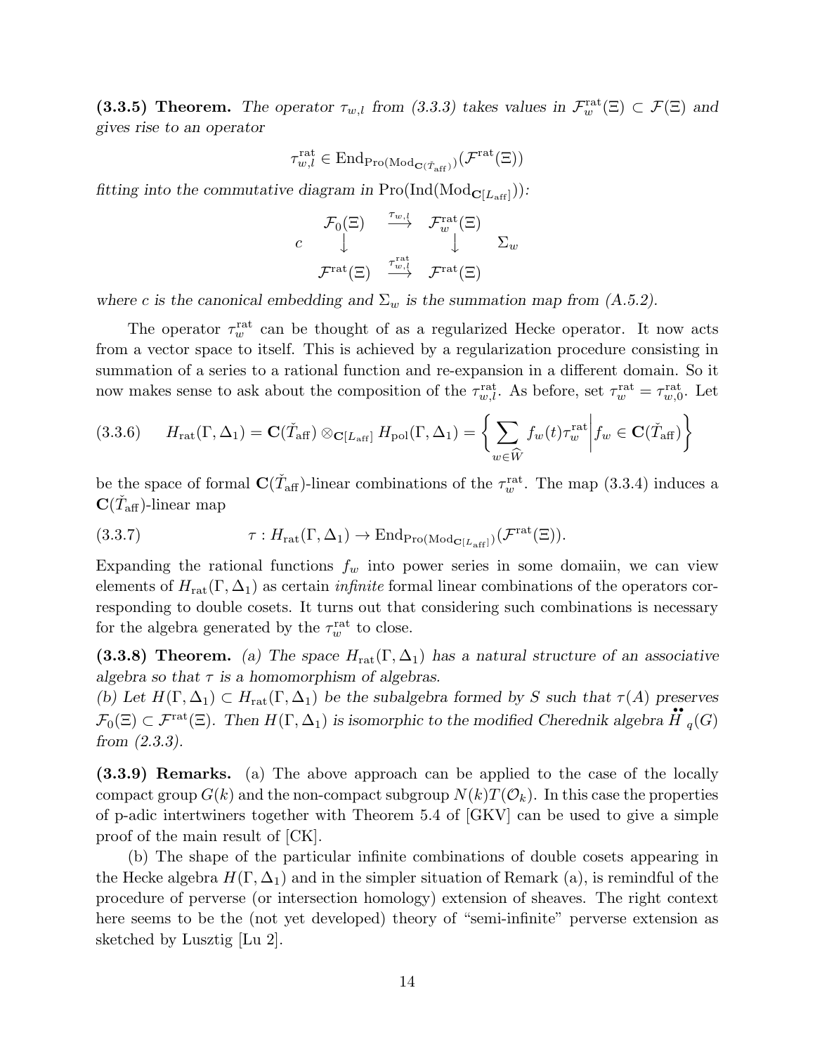**(3.3.5) Theorem.** *The operator $\tau_{w,l}$ from (3.3.3) takes values in $\mathcal{F}^{\mathrm{rat}}_w(\Xi) \subset \mathcal{F}(\Xi)$ and gives rise to an operator*

$$\tau^{\mathrm{rat}}_{w,l} \in \mathrm{End}_{\mathrm{Pro}(\mathrm{Mod}_{\mathbf{C}(\check{T}_{\mathrm{aff}})})}(\mathcal{F}^{\mathrm{rat}}(\Xi))$$

*fitting into the commutative diagram in $\mathrm{Pro}(\mathrm{Ind}(\mathrm{Mod}_{\mathbf{C}[L_{\mathrm{aff}}]}))$:*

$$\begin{array}{ccccc} & \mathcal{F}_0(\Xi) & \xrightarrow{\tau_{w,l}} & \mathcal{F}^{\mathrm{rat}}_w(\Xi) & \\ c & \downarrow & & \downarrow & \Sigma_w \\ & \mathcal{F}^{\mathrm{rat}}(\Xi) & \xrightarrow{\tau^{\mathrm{rat}}_{w,l}} & \mathcal{F}^{\mathrm{rat}}(\Xi) & \end{array}$$

*where $c$ is the canonical embedding and $\Sigma_w$ is the summation map from (A.5.2).*

The operator $\tau^{\mathrm{rat}}_w$ can be thought of as a regularized Hecke operator. It now acts from a vector space to itself. This is achieved by a regularization procedure consisting in summation of a series to a rational function and re-expansion in a different domain. So it now makes sense to ask about the composition of the $\tau^{\mathrm{rat}}_{w,l}$. As before, set $\tau^{\mathrm{rat}}_w = \tau^{\mathrm{rat}}_{w,0}$. Let

$$H_{\mathrm{rat}}(\Gamma, \Delta_1) = \mathbf{C}(\check{T}_{\mathrm{aff}}) \otimes_{\mathbf{C}[L_{\mathrm{aff}}]} H_{\mathrm{pol}}(\Gamma, \Delta_1) = \left\{ \sum_{w \in \widehat{W}} f_w(t) \tau^{\mathrm{rat}}_w \middle| f_w \in \mathbf{C}(\check{T}_{\mathrm{aff}}) \right\} \tag{3.3.6}$$

be the space of formal $\mathbf{C}(\check{T}_{\mathrm{aff}})$-linear combinations of the $\tau^{\mathrm{rat}}_w$. The map (3.3.4) induces a $\mathbf{C}(\check{T}_{\mathrm{aff}})$-linear map

$$\tau : H_{\mathrm{rat}}(\Gamma, \Delta_1) \to \mathrm{End}_{\mathrm{Pro}(\mathrm{Mod}_{\mathbf{C}[L_{\mathrm{aff}}]})}(\mathcal{F}^{\mathrm{rat}}(\Xi)). \tag{3.3.7}$$

Expanding the rational functions $f_w$ into power series in some domaiin, we can view elements of $H_{\mathrm{rat}}(\Gamma, \Delta_1)$ as certain *infinite* formal linear combinations of the operators corresponding to double cosets. It turns out that considering such combinations is necessary for the algebra generated by the $\tau^{\mathrm{rat}}_w$ to close.

**(3.3.8) Theorem.** *(a) The space $H_{\mathrm{rat}}(\Gamma, \Delta_1)$ has a natural structure of an associative algebra so that $\tau$ is a homomorphism of algebras.*
*(b) Let $H(\Gamma, \Delta_1) \subset H_{\mathrm{rat}}(\Gamma, \Delta_1)$ be the subalgebra formed by $S$ such that $\tau(A)$ preserves $\mathcal{F}_0(\Xi) \subset \mathcal{F}^{\mathrm{rat}}(\Xi)$. Then $H(\Gamma, \Delta_1)$ is isomorphic to the modified Cherednik algebra $\ddot{H}_q(G)$ from (2.3.3).*

**(3.3.9) Remarks.** (a) The above approach can be applied to the case of the locally compact group $G(k)$ and the non-compact subgroup $N(k)T(\mathcal{O}_k)$. In this case the properties of p-adic intertwiners together with Theorem 5.4 of [GKV] can be used to give a simple proof of the main result of [CK].

(b) The shape of the particular infinite combinations of double cosets appearing in the Hecke algebra $H(\Gamma, \Delta_1)$ and in the simpler situation of Remark (a), is remindful of the procedure of perverse (or intersection homology) extension of sheaves. The right context here seems to be the (not yet developed) theory of "semi-infinite" perverse extension as sketched by Lusztig [Lu 2].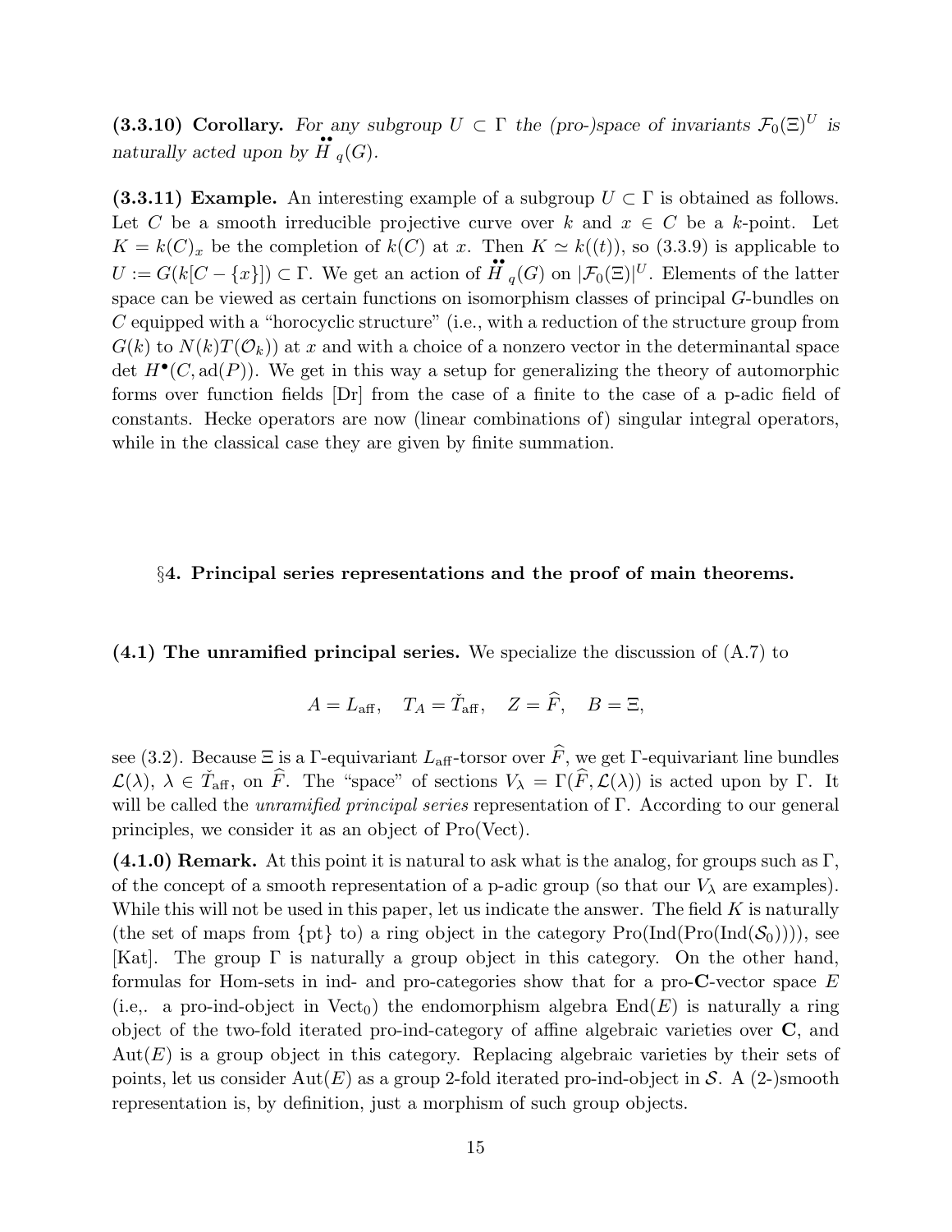**(3.3.10) Corollary.** *For any subgroup $U \subset \Gamma$ the (pro-)space of invariants $\mathcal{F}_0(\Xi)^U$ is naturally acted upon by $\ddot{H}_q(G)$.*

**(3.3.11) Example.** An interesting example of a subgroup $U \subset \Gamma$ is obtained as follows. Let $C$ be a smooth irreducible projective curve over $k$ and $x \in C$ be a $k$-point. Let $K = k(C)_x$ be the completion of $k(C)$ at $x$. Then $K \simeq k((t))$, so (3.3.9) is applicable to $U := G(k[C - \{x\}]) \subset \Gamma$. We get an action of $\ddot{H}_q(G)$ on $|\mathcal{F}_0(\Xi)|^U$. Elements of the latter space can be viewed as certain functions on isomorphism classes of principal $G$-bundles on $C$ equipped with a "horocyclic structure" (i.e., with a reduction of the structure group from $G(k)$ to $N(k)T(\mathcal{O}_k)$) at $x$ and with a choice of a nonzero vector in the determinantal space $\det H^\bullet(C, \mathrm{ad}(P))$. We get in this way a setup for generalizing the theory of automorphic forms over function fields [Dr] from the case of a finite to the case of a p-adic field of constants. Hecke operators are now (linear combinations of) singular integral operators, while in the classical case they are given by finite summation.

## §4. Principal series representations and the proof of main theorems.

**(4.1) The unramified principal series.** We specialize the discussion of (A.7) to

$$A = L_{\mathrm{aff}}, \quad T_A = \check{T}_{\mathrm{aff}}, \quad Z = \widehat{F}, \quad B = \Xi,$$

see (3.2). Because $\Xi$ is a $\Gamma$-equivariant $L_{\mathrm{aff}}$-torsor over $\widehat{F}$, we get $\Gamma$-equivariant line bundles $\mathcal{L}(\lambda)$, $\lambda \in \check{T}_{\mathrm{aff}}$, on $\widehat{F}$. The "space" of sections $V_\lambda = \Gamma(\widehat{F}, \mathcal{L}(\lambda))$ is acted upon by $\Gamma$. It will be called the *unramified principal series* representation of $\Gamma$. According to our general principles, we consider it as an object of Pro(Vect).

**(4.1.0) Remark.** At this point it is natural to ask what is the analog, for groups such as $\Gamma$, of the concept of a smooth representation of a p-adic group (so that our $V_\lambda$ are examples). While this will not be used in this paper, let us indicate the answer. The field $K$ is naturally (the set of maps from $\{\mathrm{pt}\}$ to) a ring object in the category $\mathrm{Pro}(\mathrm{Ind}(\mathrm{Pro}(\mathrm{Ind}(\mathcal{S}_0))))$, see [Kat]. The group $\Gamma$ is naturally a group object in this category. On the other hand, formulas for Hom-sets in ind- and pro-categories show that for a pro-$\mathbf{C}$-vector space $E$ (i.e,. a pro-ind-object in $\mathrm{Vect}_0$) the endomorphism algebra $\mathrm{End}(E)$ is naturally a ring object of the two-fold iterated pro-ind-category of affine algebraic varieties over $\mathbf{C}$, and $\mathrm{Aut}(E)$ is a group object in this category. Replacing algebraic varieties by their sets of points, let us consider $\mathrm{Aut}(E)$ as a group 2-fold iterated pro-ind-object in $\mathcal{S}$. A (2-)smooth representation is, by definition, just a morphism of such group objects.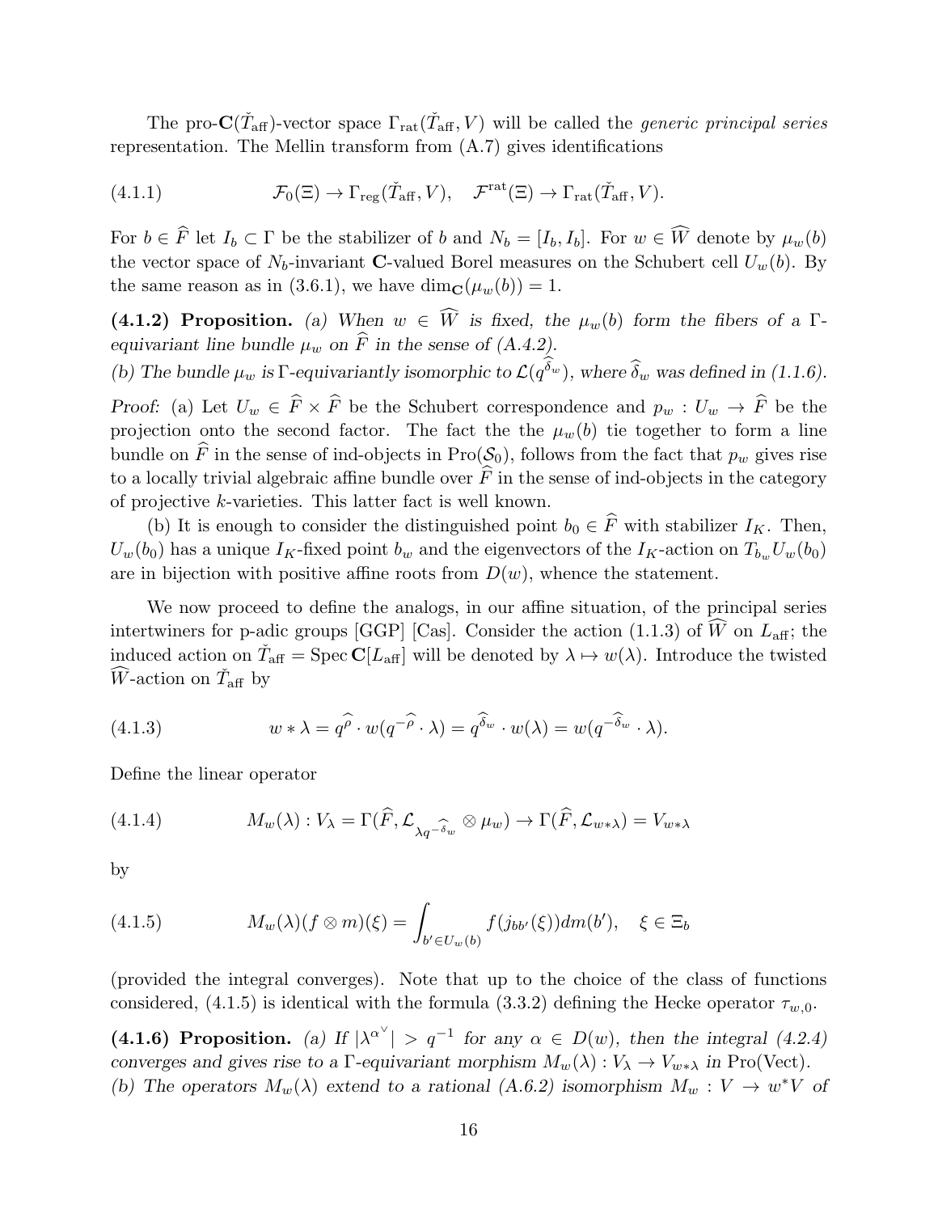The pro-$\mathbf{C}(\check{T}_{\mathrm{aff}})$-vector space $\Gamma_{\mathrm{rat}}(\check{T}_{\mathrm{aff}}, V)$ will be called the *generic principal series* representation. The Mellin transform from (A.7) gives identifications

$$\mathcal{F}_0(\Xi) \to \Gamma_{\mathrm{reg}}(\check{T}_{\mathrm{aff}}, V), \quad \mathcal{F}^{\mathrm{rat}}(\Xi) \to \Gamma_{\mathrm{rat}}(\check{T}_{\mathrm{aff}}, V). \tag{4.1.1}$$

For $b \in \widehat{F}$ let $I_b \subset \Gamma$ be the stabilizer of $b$ and $N_b = [I_b, I_b]$. For $w \in \widehat{W}$ denote by $\mu_w(b)$ the vector space of $N_b$-invariant $\mathbf{C}$-valued Borel measures on the Schubert cell $U_w(b)$. By the same reason as in (3.6.1), we have $\dim_{\mathbf{C}}(\mu_w(b)) = 1$.

**(4.1.2) Proposition.** *(a) When $w \in \widehat{W}$ is fixed, the $\mu_w(b)$ form the fibers of a $\Gamma$-equivariant line bundle $\mu_w$ on $\widehat{F}$ in the sense of (A.4.2).*
*(b) The bundle $\mu_w$ is $\Gamma$-equivariantly isomorphic to $\mathcal{L}(q^{\widehat{\delta}_w})$, where $\widehat{\delta}_w$ was defined in (1.1.6).*

*Proof:* (a) Let $U_w \in \widehat{F} \times \widehat{F}$ be the Schubert correspondence and $p_w : U_w \to \widehat{F}$ be the projection onto the second factor. The fact the the $\mu_w(b)$ tie together to form a line bundle on $\widehat{F}$ in the sense of ind-objects in $\mathrm{Pro}(\mathcal{S}_0)$, follows from the fact that $p_w$ gives rise to a locally trivial algebraic affine bundle over $\widehat{F}$ in the sense of ind-objects in the category of projective $k$-varieties. This latter fact is well known.

(b) It is enough to consider the distinguished point $b_0 \in \widehat{F}$ with stabilizer $I_K$. Then, $U_w(b_0)$ has a unique $I_K$-fixed point $b_w$ and the eigenvectors of the $I_K$-action on $T_{b_w} U_w(b_0)$ are in bijection with positive affine roots from $D(w)$, whence the statement.

We now proceed to define the analogs, in our affine situation, of the principal series intertwiners for p-adic groups [GGP] [Cas]. Consider the action (1.1.3) of $\widehat{W}$ on $L_{\mathrm{aff}}$; the induced action on $\check{T}_{\mathrm{aff}} = \mathrm{Spec}\, \mathbf{C}[L_{\mathrm{aff}}]$ will be denoted by $\lambda \mapsto w(\lambda)$. Introduce the twisted $\widehat{W}$-action on $\check{T}_{\mathrm{aff}}$ by

$$w * \lambda = q^{\widehat{\rho}} \cdot w(q^{-\widehat{\rho}} \cdot \lambda) = q^{\widehat{\delta}_w} \cdot w(\lambda) = w(q^{-\widehat{\delta}_w} \cdot \lambda). \tag{4.1.3}$$

Define the linear operator

$$M_w(\lambda) : V_\lambda = \Gamma(\widehat{F}, \mathcal{L}_{\lambda q^{-\widehat{\delta}_w}} \otimes \mu_w) \to \Gamma(\widehat{F}, \mathcal{L}_{w*\lambda}) = V_{w*\lambda} \tag{4.1.4}$$

by

$$M_w(\lambda)(f \otimes m)(\xi) = \int_{b' \in U_w(b)} f(j_{bb'}(\xi)) dm(b'), \quad \xi \in \Xi_b \tag{4.1.5}$$

(provided the integral converges). Note that up to the choice of the class of functions considered, (4.1.5) is identical with the formula (3.3.2) defining the Hecke operator $\tau_{w,0}$.

**(4.1.6) Proposition.** *(a) If $|\lambda^{\alpha^\vee}| > q^{-1}$ for any $\alpha \in D(w)$, then the integral (4.2.4) converges and gives rise to a $\Gamma$-equivariant morphism $M_w(\lambda) : V_\lambda \to V_{w*\lambda}$ in $\mathrm{Pro(Vect)}$.*
*(b) The operators $M_w(\lambda)$ extend to a rational (A.6.2) isomorphism $M_w : V \to w^* V$ of*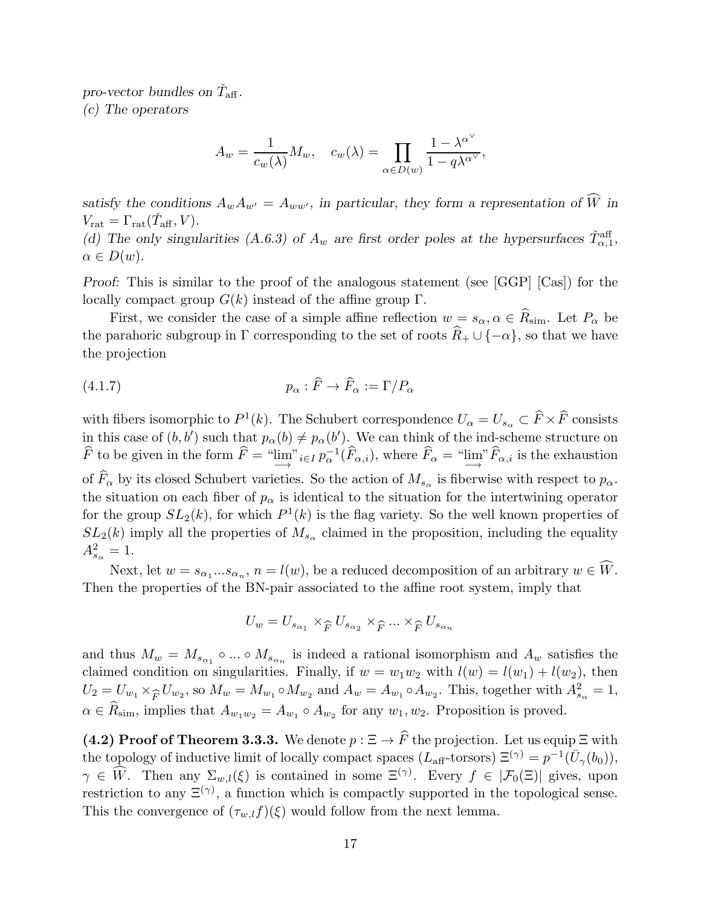*pro-vector bundles on $\check{T}_{\rm aff}$.*

*(c) The operators*

$$A_w = \frac{1}{c_w(\lambda)} M_w, \quad c_w(\lambda) = \prod_{\alpha \in D(w)} \frac{1 - \lambda^{\alpha^\vee}}{1 - q\lambda^{\alpha^\vee}},$$

*satisfy the conditions $A_w A_{w'} = A_{ww'}$, in particular, they form a representation of $\widehat{W}$ in $V_{\rm rat} = \Gamma_{\rm rat}(\check{T}_{\rm aff}, V)$.*

*(d) The only singularities (A.6.3) of $A_w$ are first order poles at the hypersurfaces $\check{T}^{\rm aff}_{\alpha,1}$, $\alpha \in D(w)$.*

*Proof:* This is similar to the proof of the analogous statement (see [GGP] [Cas]) for the locally compact group $G(k)$ instead of the affine group $\Gamma$.

First, we consider the case of a simple affine reflection $w = s_\alpha, \alpha \in \widehat{R}_{\rm sim}$. Let $P_\alpha$ be the parahoric subgroup in $\Gamma$ corresponding to the set of roots $\widehat{R}_+ \cup \{-\alpha\}$, so that we have the projection

$$p_\alpha : \widehat{F} \to \widehat{F}_\alpha := \Gamma / P_\alpha \tag{4.1.7}$$

with fibers isomorphic to $P^1(k)$. The Schubert correspondence $U_\alpha = U_{s_\alpha} \subset \widehat{F} \times \widehat{F}$ consists in this case of $(b, b')$ such that $p_\alpha(b) \neq p_\alpha(b')$. We can think of the ind-scheme structure on $\widehat{F}$ to be given in the form $\widehat{F} = \text{“}\varinjlim\text{”}_{i \in I}\, p_\alpha^{-1}(\widehat{F}_{\alpha,i})$, where $\widehat{F}_\alpha = \text{“}\varinjlim\text{”}\, \widehat{F}_{\alpha,i}$ is the exhaustion of $\widehat{F}_\alpha$ by its closed Schubert varieties. So the action of $M_{s_\alpha}$ is fiberwise with respect to $p_\alpha$. the situation on each fiber of $p_\alpha$ is identical to the situation for the intertwining operator for the group $SL_2(k)$, for which $P^1(k)$ is the flag variety. So the well known properties of $SL_2(k)$ imply all the properties of $M_{s_\alpha}$ claimed in the proposition, including the equality $A^2_{s_\alpha} = 1$.

Next, let $w = s_{\alpha_1} ... s_{\alpha_n}$, $n = l(w)$, be a reduced decomposition of an arbitrary $w \in \widehat{W}$. Then the properties of the BN-pair associated to the affine root system, imply that

$$U_w = U_{s_{\alpha_1}} \times_{\widehat{F}} U_{s_{\alpha_2}} \times_{\widehat{F}} ... \times_{\widehat{F}} U_{s_{\alpha_n}}$$

and thus $M_w = M_{s_{\alpha_1}} \circ ... \circ M_{s_{\alpha_n}}$ is indeed a rational isomorphism and $A_w$ satisfies the claimed condition on singularities. Finally, if $w = w_1 w_2$ with $l(w) = l(w_1) + l(w_2)$, then $U_2 = U_{w_1} \times_{\widehat{F}} U_{w_2}$, so $M_w = M_{w_1} \circ M_{w_2}$ and $A_w = A_{w_1} \circ A_{w_2}$. This, together with $A^2_{s_\alpha} = 1$, $\alpha \in \widehat{R}_{\rm sim}$, implies that $A_{w_1 w_2} = A_{w_1} \circ A_{w_2}$ for any $w_1, w_2$. Proposition is proved.

**(4.2) Proof of Theorem 3.3.3.** We denote $p : \Xi \to \widehat{F}$ the projection. Let us equip $\Xi$ with the topology of inductive limit of locally compact spaces ($L_{\rm aff}$-torsors) $\Xi^{(\gamma)} = p^{-1}(\bar{U}_\gamma(b_0))$, $\gamma \in \widehat{W}$. Then any $\Sigma_{w,l}(\xi)$ is contained in some $\Xi^{(\gamma)}$. Every $f \in |\mathcal{F}_0(\Xi)|$ gives, upon restriction to any $\Xi^{(\gamma)}$, a function which is compactly supported in the topological sense. This the convergence of $(\tau_{w,l} f)(\xi)$ would follow from the next lemma.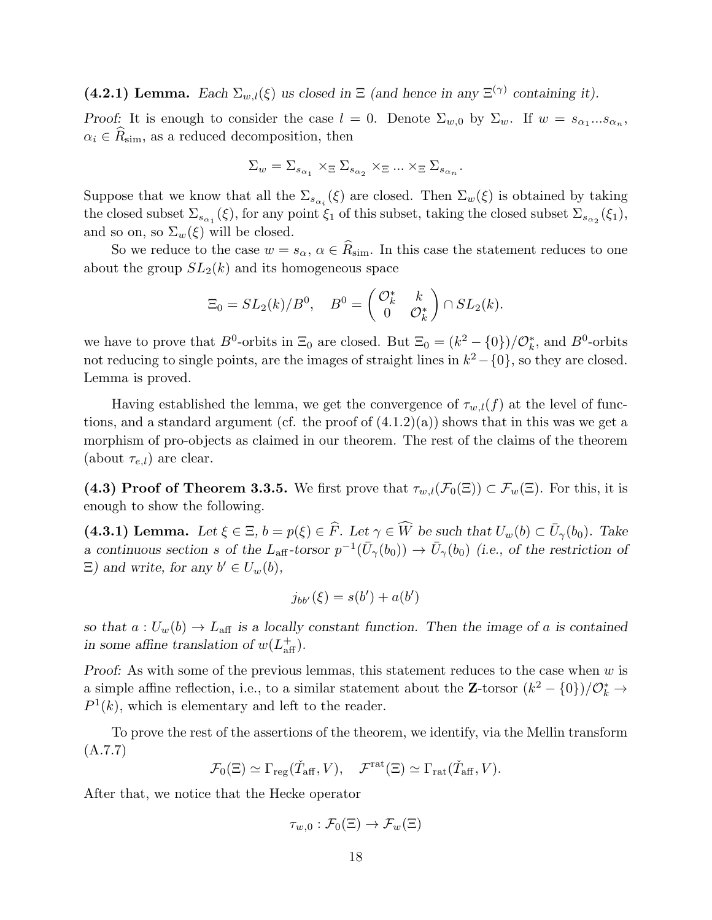**(4.2.1) Lemma.** *Each $\Sigma_{w,l}(\xi)$ us closed in $\Xi$ (and hence in any $\Xi^{(\gamma)}$ containing it).*

*Proof:* It is enough to consider the case $l = 0$. Denote $\Sigma_{w,0}$ by $\Sigma_w$. If $w = s_{\alpha_1}...s_{\alpha_n}$, $\alpha_i \in \widehat{R}_{\rm sim}$, as a reduced decomposition, then

$$\Sigma_w = \Sigma_{s_{\alpha_1}} \times_\Xi \Sigma_{s_{\alpha_2}} \times_\Xi ... \times_\Xi \Sigma_{s_{\alpha_n}}.$$

Suppose that we know that all the $\Sigma_{s_{\alpha_i}}(\xi)$ are closed. Then $\Sigma_w(\xi)$ is obtained by taking the closed subset $\Sigma_{s_{\alpha_1}}(\xi)$, for any point $\xi_1$ of this subset, taking the closed subset $\Sigma_{s_{\alpha_2}}(\xi_1)$, and so on, so $\Sigma_w(\xi)$ will be closed.

So we reduce to the case $w = s_\alpha$, $\alpha \in \widehat{R}_{\rm sim}$. In this case the statement reduces to one about the group $SL_2(k)$ and its homogeneous space

$$\Xi_0 = SL_2(k)/B^0, \quad B^0 = \begin{pmatrix} \mathcal{O}_k^* & k \\ 0 & \mathcal{O}_k^* \end{pmatrix} \cap SL_2(k).$$

we have to prove that $B^0$-orbits in $\Xi_0$ are closed. But $\Xi_0 = (k^2 - \{0\})/\mathcal{O}_k^*$, and $B^0$-orbits not reducing to single points, are the images of straight lines in $k^2 - \{0\}$, so they are closed. Lemma is proved.

Having established the lemma, we get the convergence of $\tau_{w,l}(f)$ at the level of functions, and a standard argument (cf. the proof of (4.1.2)(a)) shows that in this was we get a morphism of pro-objects as claimed in our theorem. The rest of the claims of the theorem (about $\tau_{e,l}$) are clear.

**(4.3) Proof of Theorem 3.3.5.** We first prove that $\tau_{w,l}(\mathcal{F}_0(\Xi)) \subset \mathcal{F}_w(\Xi)$. For this, it is enough to show the following.

**(4.3.1) Lemma.** *Let $\xi \in \Xi$, $b = p(\xi) \in \widehat{F}$. Let $\gamma \in \widehat{W}$ be such that $U_w(b) \subset \bar{U}_\gamma(b_0)$. Take a continuous section $s$ of the $L_{\rm aff}$-torsor $p^{-1}(\bar{U}_\gamma(b_0)) \to \bar{U}_\gamma(b_0)$ (i.e., of the restriction of $\Xi$) and write, for any $b' \in U_w(b)$,*

$$j_{bb'}(\xi) = s(b') + a(b')$$

*so that $a : U_w(b) \to L_{\rm aff}$ is a locally constant function. Then the image of $a$ is contained in some affine translation of $w(L_{\rm aff}^+)$.*

*Proof:* As with some of the previous lemmas, this statement reduces to the case when $w$ is a simple affine reflection, i.e., to a similar statement about the $\mathbf{Z}$-torsor $(k^2 - \{0\})/\mathcal{O}_k^* \to P^1(k)$, which is elementary and left to the reader.

To prove the rest of the assertions of the theorem, we identify, via the Mellin transform (A.7.7)

$$\mathcal{F}_0(\Xi) \simeq \Gamma_{\rm reg}(\check{T}_{\rm aff}, V), \quad \mathcal{F}^{\rm rat}(\Xi) \simeq \Gamma_{\rm rat}(\check{T}_{\rm aff}, V).$$

After that, we notice that the Hecke operator

$$\tau_{w,0} : \mathcal{F}_0(\Xi) \to \mathcal{F}_w(\Xi)$$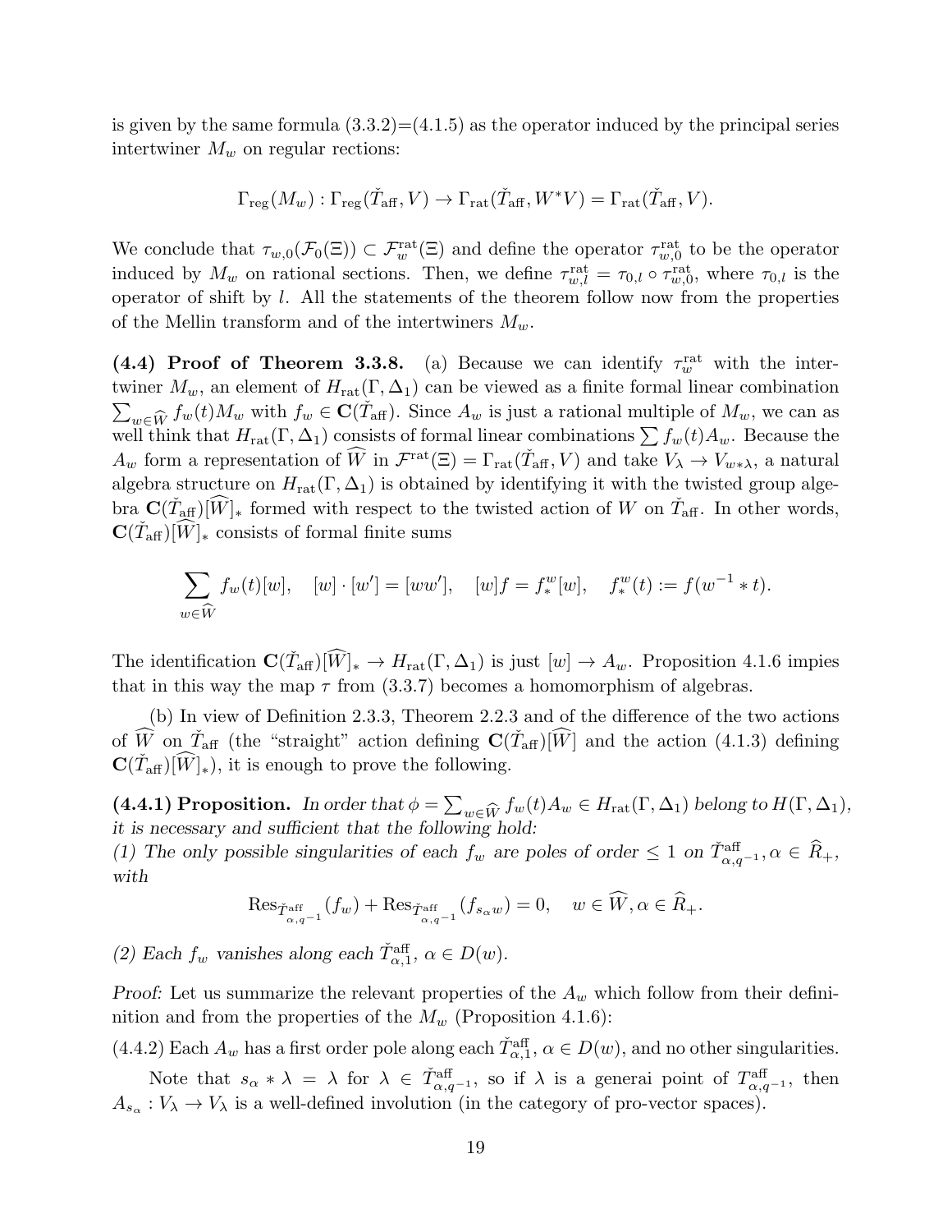is given by the same formula (3.3.2)=(4.1.5) as the operator induced by the principal series intertwiner $M_w$ on regular rections:

$$\Gamma_{\rm reg}(M_w) : \Gamma_{\rm reg}(\check{T}_{\rm aff}, V) \to \Gamma_{\rm rat}(\check{T}_{\rm aff}, W^*V) = \Gamma_{\rm rat}(\check{T}_{\rm aff}, V).$$

We conclude that $\tau_{w,0}(\mathcal{F}_0(\Xi)) \subset \mathcal{F}^{\rm rat}_w(\Xi)$ and define the operator $\tau^{\rm rat}_{w,0}$ to be the operator induced by $M_w$ on rational sections. Then, we define $\tau^{\rm rat}_{w,l} = \tau_{0,l} \circ \tau^{\rm rat}_{w,0}$, where $\tau_{0,l}$ is the operator of shift by $l$. All the statements of the theorem follow now from the properties of the Mellin transform and of the intertwiners $M_w$.

**(4.4) Proof of Theorem 3.3.8.** (a) Because we can identify $\tau^{\rm rat}_w$ with the intertwiner $M_w$, an element of $H_{\rm rat}(\Gamma, \Delta_1)$ can be viewed as a finite formal linear combination $\sum_{w \in \widehat{W}} f_w(t) M_w$ with $f_w \in \mathbf{C}(\check{T}_{\rm aff})$. Since $A_w$ is just a rational multiple of $M_w$, we can as well think that $H_{\rm rat}(\Gamma, \Delta_1)$ consists of formal linear combinations $\sum f_w(t) A_w$. Because the $A_w$ form a representation of $\widehat{W}$ in $\mathcal{F}^{\rm rat}(\Xi) = \Gamma_{\rm rat}(\check{T}_{\rm aff}, V)$ and take $V_\lambda \to V_{w*\lambda}$, a natural algebra structure on $H_{\rm rat}(\Gamma, \Delta_1)$ is obtained by identifying it with the twisted group algebra $\mathbf{C}(\check{T}_{\rm aff})[\widehat{W}]_*$ formed with respect to the twisted action of $W$ on $\check{T}_{\rm aff}$. In other words, $\mathbf{C}(\check{T}_{\rm aff})[\widehat{W}]_*$ consists of formal finite sums

$$\sum_{w \in \widehat{W}} f_w(t)[w], \quad [w] \cdot [w'] = [ww'], \quad [w] f = f^w_*[w], \quad f^w_*(t) := f(w^{-1} * t).$$

The identification $\mathbf{C}(\check{T}_{\rm aff})[\widehat{W}]_* \to H_{\rm rat}(\Gamma, \Delta_1)$ is just $[w] \to A_w$. Proposition 4.1.6 impies that in this way the map $\tau$ from (3.3.7) becomes a homomorphism of algebras.

(b) In view of Definition 2.3.3, Theorem 2.2.3 and of the difference of the two actions of $\widehat{W}$ on $\check{T}_{\rm aff}$ (the "straight" action defining $\mathbf{C}(\check{T}_{\rm aff})[\widehat{W}]$ and the action (4.1.3) defining $\mathbf{C}(\check{T}_{\rm aff})[\widehat{W}]_*$), it is enough to prove the following.

**(4.4.1) Proposition.** *In order that $\phi = \sum_{w \in \widehat{W}} f_w(t) A_w \in H_{\rm rat}(\Gamma, \Delta_1)$ belong to $H(\Gamma, \Delta_1)$, it is necessary and sufficient that the following hold:*
*(1) The only possible singularities of each $f_w$ are poles of order $\leq 1$ on $\check{T}^{\rm aff}_{\alpha, q^{-1}}, \alpha \in \widehat{R}_+$, with*

$$\mathrm{Res}_{\check{T}^{\rm aff}_{\alpha,q^{-1}}}(f_w) + \mathrm{Res}_{\check{T}^{\rm aff}_{\alpha,q^{-1}}}(f_{s_\alpha w}) = 0, \quad w \in \widehat{W}, \alpha \in \widehat{R}_+.$$

*(2) Each $f_w$ vanishes along each $\check{T}^{\rm aff}_{\alpha,1}$, $\alpha \in D(w)$.*

*Proof:* Let us summarize the relevant properties of the $A_w$ which follow from their definition and from the properties of the $M_w$ (Proposition 4.1.6):

(4.4.2) Each $A_w$ has a first order pole along each $\check{T}^{\rm aff}_{\alpha,1}$, $\alpha \in D(w)$, and no other singularities.

Note that $s_\alpha * \lambda = \lambda$ for $\lambda \in \check{T}^{\rm aff}_{\alpha,q^{-1}}$, so if $\lambda$ is a generai point of $T^{\rm aff}_{\alpha,q^{-1}}$, then $A_{s_\alpha} : V_\lambda \to V_\lambda$ is a well-defined involution (in the category of pro-vector spaces).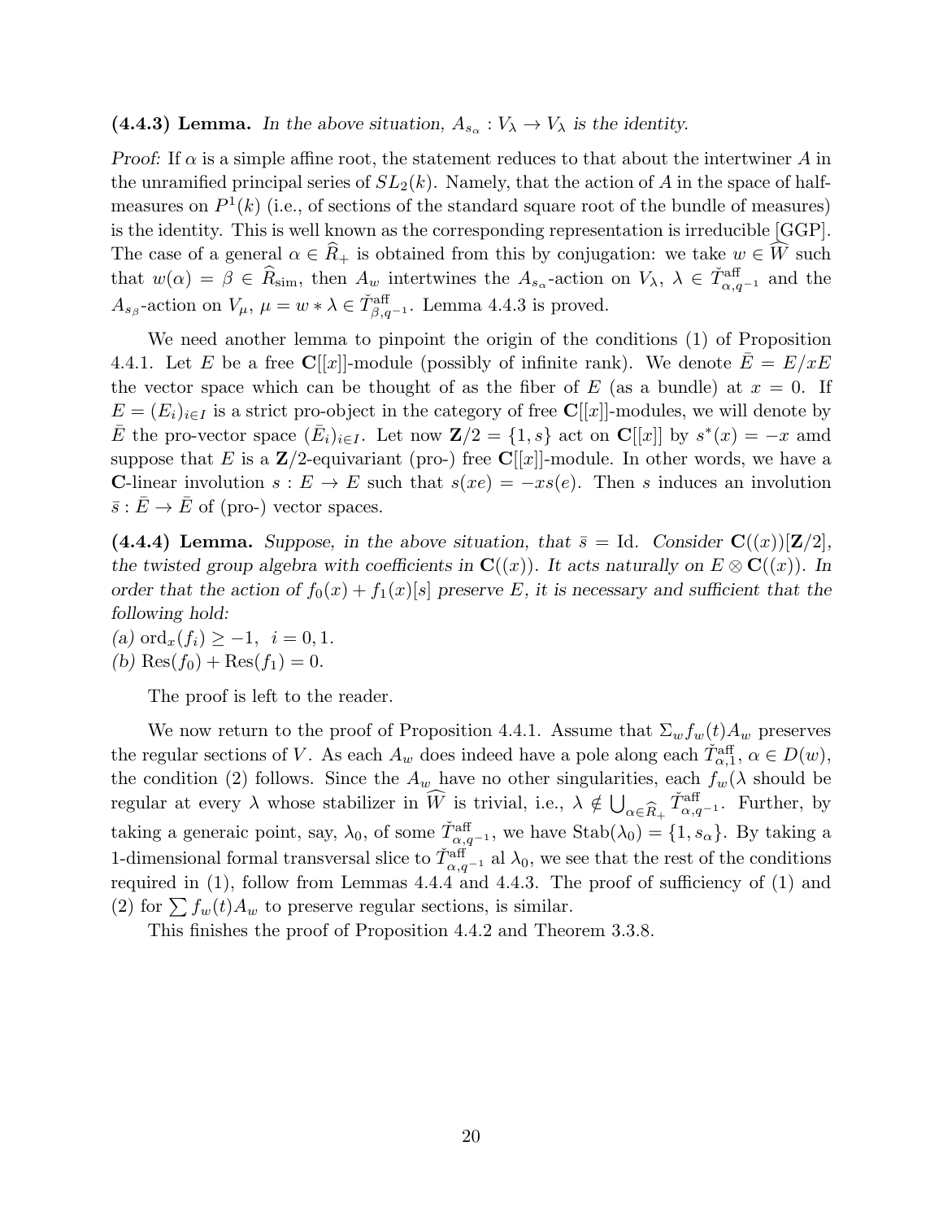**(4.4.3) Lemma.** *In the above situation, $A_{s_\alpha} : V_\lambda \to V_\lambda$ is the identity.*

*Proof:* If $\alpha$ is a simple affine root, the statement reduces to that about the intertwiner $A$ in the unramified principal series of $SL_2(k)$. Namely, that the action of $A$ in the space of half-measures on $P^1(k)$ (i.e., of sections of the standard square root of the bundle of measures) is the identity. This is well known as the corresponding representation is irreducible [GGP]. The case of a general $\alpha \in \widehat{R}_+$ is obtained from this by conjugation: we take $w \in \widehat{W}$ such that $w(\alpha) = \beta \in \widehat{R}_{\rm sim}$, then $A_w$ intertwines the $A_{s_\alpha}$-action on $V_\lambda$, $\lambda \in \check{T}^{\rm aff}_{\alpha,q^{-1}}$ and the $A_{s_\beta}$-action on $V_\mu$, $\mu = w * \lambda \in \check{T}^{\rm aff}_{\beta,q^{-1}}$. Lemma 4.4.3 is proved.

We need another lemma to pinpoint the origin of the conditions (1) of Proposition 4.4.1. Let $E$ be a free $\mathbf{C}[[x]]$-module (possibly of infinite rank). We denote $\bar{E} = E/xE$ the vector space which can be thought of as the fiber of $E$ (as a bundle) at $x = 0$. If $E = (E_i)_{i\in I}$ is a strict pro-object in the category of free $\mathbf{C}[[x]]$-modules, we will denote by $\bar{E}$ the pro-vector space $(\bar{E}_i)_{i\in I}$. Let now $\mathbf{Z}/2 = \{1, s\}$ act on $\mathbf{C}[[x]]$ by $s^*(x) = -x$ amd suppose that $E$ is a $\mathbf{Z}/2$-equivariant (pro-) free $\mathbf{C}[[x]]$-module. In other words, we have a $\mathbf{C}$-linear involution $s : E \to E$ such that $s(xe) = -xs(e)$. Then $s$ induces an involution $\bar{s} : \bar{E} \to \bar{E}$ of (pro-) vector spaces.

**(4.4.4) Lemma.** *Suppose, in the above situation, that $\bar{s} = \mathrm{Id}$. Consider $\mathbf{C}((x))[\mathbf{Z}/2]$, the twisted group algebra with coefficients in $\mathbf{C}((x))$. It acts naturally on $E \otimes \mathbf{C}((x))$. In order that the action of $f_0(x) + f_1(x)[s]$ preserve $E$, it is necessary and sufficient that the following hold:*
*(a) $\mathrm{ord}_x(f_i) \geq -1, \ \ i = 0, 1$.*
*(b) $\mathrm{Res}(f_0) + \mathrm{Res}(f_1) = 0$.*

The proof is left to the reader.

We now return to the proof of Proposition 4.4.1. Assume that $\Sigma_w f_w(t) A_w$ preserves the regular sections of $V$. As each $A_w$ does indeed have a pole along each $\check{T}^{\rm aff}_{\alpha,1}$, $\alpha \in D(w)$, the condition (2) follows. Since the $A_w$ have no other singularities, each $f_w(\lambda$ should be regular at every $\lambda$ whose stabilizer in $\widehat{W}$ is trivial, i.e., $\lambda \notin \bigcup_{\alpha\in\widehat{R}_+} \check{T}^{\rm aff}_{\alpha,q^{-1}}$. Further, by taking a generaic point, say, $\lambda_0$, of some $\check{T}^{\rm aff}_{\alpha,q^{-1}}$, we have $\mathrm{Stab}(\lambda_0) = \{1, s_\alpha\}$. By taking a 1-dimensional formal transversal slice to $\check{T}^{\rm aff}_{\alpha,q^{-1}}$ al $\lambda_0$, we see that the rest of the conditions required in (1), follow from Lemmas 4.4.4 and 4.4.3. The proof of sufficiency of (1) and (2) for $\sum f_w(t) A_w$ to preserve regular sections, is similar.

This finishes the proof of Proposition 4.4.2 and Theorem 3.3.8.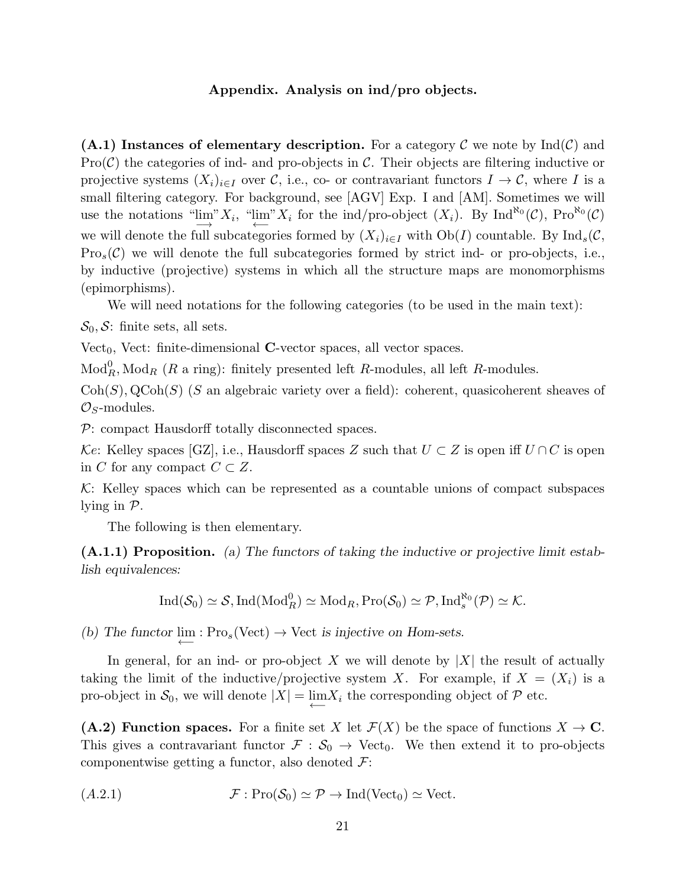## Appendix. Analysis on ind/pro objects.

**(A.1) Instances of elementary description.** For a category $\mathcal{C}$ we note by $\mathrm{Ind}(\mathcal{C})$ and $\mathrm{Pro}(\mathcal{C})$ the categories of ind- and pro-objects in $\mathcal{C}$. Their objects are filtering inductive or projective systems $(X_i)_{i\in I}$ over $\mathcal{C}$, i.e., co- or contravariant functors $I \to \mathcal{C}$, where $I$ is a small filtering category. For background, see [AGV] Exp. I and [AM]. Sometimes we will use the notations "$\varinjlim$"$X_i$, "$\varprojlim$"$X_i$ for the ind/pro-object $(X_i)$. By $\mathrm{Ind}^{\aleph_0}(\mathcal{C})$, $\mathrm{Pro}^{\aleph_0}(\mathcal{C})$ we will denote the full subcategories formed by $(X_i)_{i\in I}$ with $\mathrm{Ob}(I)$ countable. By $\mathrm{Ind}_s(\mathcal{C}$, $\mathrm{Pro}_s(\mathcal{C})$ we will denote the full subcategories formed by strict ind- or pro-objects, i.e., by inductive (projective) systems in which all the structure maps are monomorphisms (epimorphisms).

We will need notations for the following categories (to be used in the main text):

$\mathcal{S}_0, \mathcal{S}$: finite sets, all sets.

$\mathrm{Vect}_0$, Vect: finite-dimensional $\mathbf{C}$-vector spaces, all vector spaces.

$\mathrm{Mod}^0_R, \mathrm{Mod}_R$ ($R$ a ring): finitely presented left $R$-modules, all left $R$-modules.

$\mathrm{Coh}(S), \mathrm{QCoh}(S)$ ($S$ an algebraic variety over a field): coherent, quasicoherent sheaves of $\mathcal{O}_S$-modules.

$\mathcal{P}$: compact Hausdorff totally disconnected spaces.

$\mathcal{K}e$: Kelley spaces [GZ], i.e., Hausdorff spaces $Z$ such that $U \subset Z$ is open iff $U\cap C$ is open in $C$ for any compact $C \subset Z$.

$\mathcal{K}$: Kelley spaces which can be represented as a countable unions of compact subspaces lying in $\mathcal{P}$.

The following is then elementary.

**(A.1.1) Proposition.** *(a) The functors of taking the inductive or projective limit establish equivalences:*

$$\mathrm{Ind}(\mathcal{S}_0) \simeq \mathcal{S}, \mathrm{Ind}(\mathrm{Mod}^0_R) \simeq \mathrm{Mod}_R, \mathrm{Pro}(\mathcal{S}_0) \simeq \mathcal{P}, \mathrm{Ind}^{\aleph_0}_s(\mathcal{P}) \simeq \mathcal{K}.$$

*(b) The functor* $\varprojlim : \mathrm{Pro}_s(\mathrm{Vect}) \to \mathrm{Vect}$ *is injective on Hom-sets.*

In general, for an ind- or pro-object $X$ we will denote by $|X|$ the result of actually taking the limit of the inductive/projective system $X$. For example, if $X = (X_i)$ is a pro-object in $\mathcal{S}_0$, we will denote $|X| = \varprojlim X_i$ the corresponding object of $\mathcal{P}$ etc.

**(A.2) Function spaces.** For a finite set $X$ let $\mathcal{F}(X)$ be the space of functions $X \to \mathbf{C}$. This gives a contravariant functor $\mathcal{F} : \mathcal{S}_0 \to \mathrm{Vect}_0$. We then extend it to pro-objects componentwise getting a functor, also denoted $\mathcal{F}$:

$$\mathcal{F} : \mathrm{Pro}(\mathcal{S}_0) \simeq \mathcal{P} \to \mathrm{Ind}(\mathrm{Vect}_0) \simeq \mathrm{Vect}. \tag{A.2.1}$$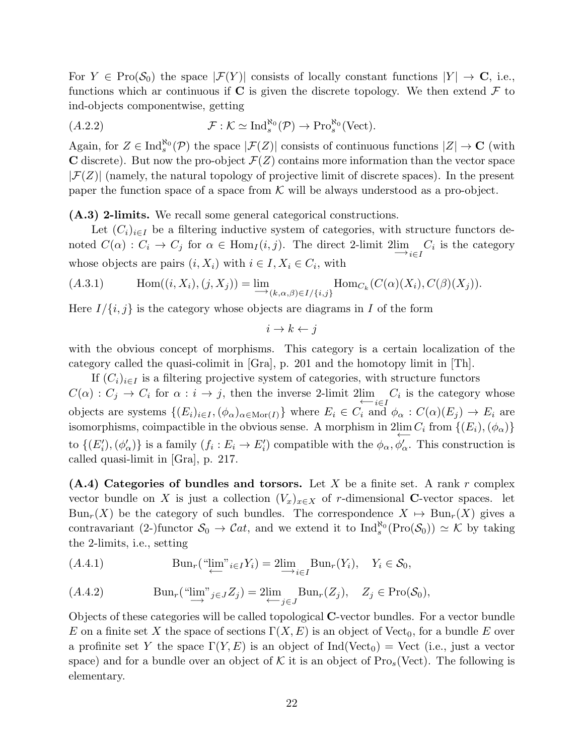For $Y \in \mathrm{Pro}(\mathcal{S}_0)$ the space $|\mathcal{F}(Y)|$ consists of locally constant functions $|Y| \to \mathbf{C}$, i.e., functions which ar continuous if $\mathbf{C}$ is given the discrete topology. We then extend $\mathcal{F}$ to ind-objects componentwise, getting

$$\mathcal{F} : \mathcal{K} \simeq \mathrm{Ind}_s^{\aleph_0}(\mathcal{P}) \to \mathrm{Pro}_s^{\aleph_0}(\mathrm{Vect}). \tag{A.2.2}$$

Again, for $Z \in \mathrm{Ind}_s^{\aleph_0}(\mathcal{P})$ the space $|\mathcal{F}(Z)|$ consists of continuous functions $|Z| \to \mathbf{C}$ (with $\mathbf{C}$ discrete). But now the pro-object $\mathcal{F}(Z)$ contains more information than the vector space $|\mathcal{F}(Z)|$ (namely, the natural topology of projective limit of discrete spaces). In the present paper the function space of a space from $\mathcal{K}$ will be always understood as a pro-object.

**(A.3) 2-limits.** We recall some general categorical constructions.

Let $(C_i)_{i \in I}$ be a filtering inductive system of categories, with structure functors denoted $C(\alpha) : C_i \to C_j$ for $\alpha \in \mathrm{Hom}_I(i,j)$. The direct 2-limit $2\varinjlim_{i \in I} C_i$ is the category whose objects are pairs $(i, X_i)$ with $i \in I, X_i \in C_i$, with

$$\mathrm{Hom}((i, X_i), (j, X_j)) = \varinjlim_{(k,\alpha,\beta) \in I/\{i,j\}} \mathrm{Hom}_{C_k}(C(\alpha)(X_i), C(\beta)(X_j)). \tag{A.3.1}$$

Here $I/\{i,j\}$ is the category whose objects are diagrams in $I$ of the form

$$i \to k \leftarrow j$$

with the obvious concept of morphisms. This category is a certain localization of the category called the quasi-colimit in [Gra], p. 201 and the homotopy limit in [Th].

If $(C_i)_{i \in I}$ is a filtering projective system of categories, with structure functors $C(\alpha) : C_j \to C_i$ for $\alpha : i \to j$, then the inverse 2-limit $2\varprojlim_{i \in I} C_i$ is the category whose objects are systems $\{(E_i)_{i \in I}, (\phi_\alpha)_{\alpha \in \mathrm{Mor}(I)}\}$ where $E_i \in C_i$ and $\phi_\alpha : C(\alpha)(E_j) \to E_i$ are isomorphisms, coimpactible in the obvious sense. A morphism in $2\varprojlim C_i$ from $\{(E_i), (\phi_\alpha)\}$ to $\{(E'_i), (\phi'_\alpha)\}$ is a family $(f_i : E_i \to E'_i)$ compatible with the $\phi_\alpha, \phi'_\alpha$. This construction is called quasi-limit in [Gra], p. 217.

**(A.4) Categories of bundles and torsors.** Let $X$ be a finite set. A rank $r$ complex vector bundle on $X$ is just a collection $(V_x)_{x \in X}$ of $r$-dimensional $\mathbf{C}$-vector spaces. let $\mathrm{Bun}_r(X)$ be the category of such bundles. The correspondence $X \mapsto \mathrm{Bun}_r(X)$ gives a contravariant (2-)functor $\mathcal{S}_0 \to \mathcal{C}at$, and we extend it to $\mathrm{Ind}_s^{\aleph_0}(\mathrm{Pro}(\mathcal{S}_0)) \simeq \mathcal{K}$ by taking the 2-limits, i.e., setting

$$\mathrm{Bun}_r(\text{``}\varprojlim\text{''}_{i \in I} Y_i) = 2\varinjlim_{i \in I} \mathrm{Bun}_r(Y_i), \quad Y_i \in \mathcal{S}_0, \tag{A.4.1}$$

$$\mathrm{Bun}_r(\text{``}\varinjlim\text{''}_{j \in J} Z_j) = 2\varprojlim_{j \in J} \mathrm{Bun}_r(Z_j), \quad Z_j \in \mathrm{Pro}(\mathcal{S}_0), \tag{A.4.2}$$

Objects of these categories will be called topological $\mathbf{C}$-vector bundles. For a vector bundle $E$ on a finite set $X$ the space of sections $\Gamma(X, E)$ is an object of $\mathrm{Vect}_0$, for a bundle $E$ over a profinite set $Y$ the space $\Gamma(Y, E)$ is an object of $\mathrm{Ind}(\mathrm{Vect}_0) = \mathrm{Vect}$ (i.e., just a vector space) and for a bundle over an object of $\mathcal{K}$ it is an object of $\mathrm{Pro}_s(\mathrm{Vect})$. The following is elementary.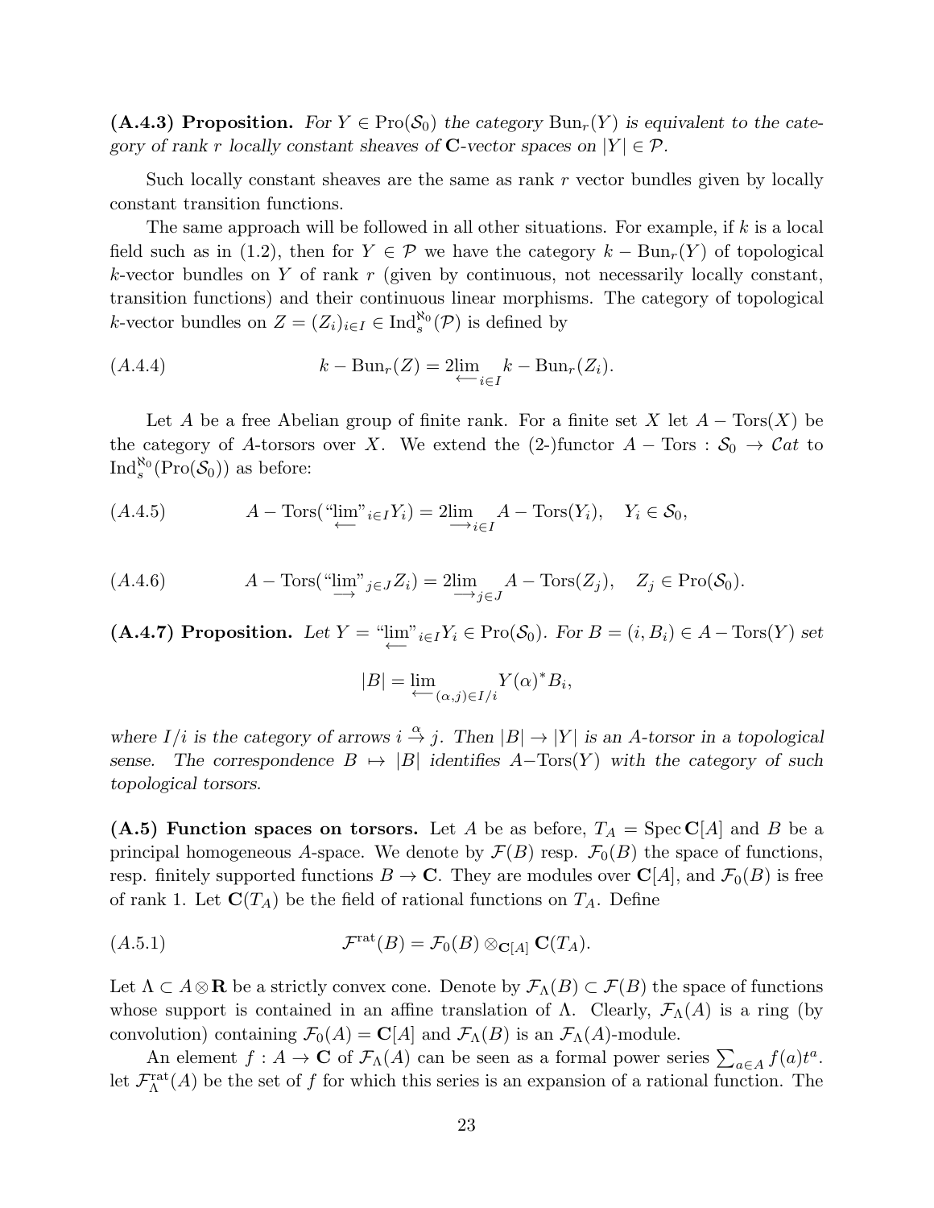**(A.4.3) Proposition.** *For $Y \in \mathrm{Pro}(\mathcal{S}_0)$ the category $\mathrm{Bun}_r(Y)$ is equivalent to the category of rank $r$ locally constant sheaves of $\mathbf{C}$-vector spaces on $|Y| \in \mathcal{P}$.*

Such locally constant sheaves are the same as rank $r$ vector bundles given by locally constant transition functions.

The same approach will be followed in all other situations. For example, if $k$ is a local field such as in (1.2), then for $Y \in \mathcal{P}$ we have the category $k - \mathrm{Bun}_r(Y)$ of topological $k$-vector bundles on $Y$ of rank $r$ (given by continuous, not necessarily locally constant, transition functions) and their continuous linear morphisms. The category of topological $k$-vector bundles on $Z = (Z_i)_{i \in I} \in \mathrm{Ind}_s^{\aleph_0}(\mathcal{P})$ is defined by

$$k - \mathrm{Bun}_r(Z) = 2\lim_{\longleftarrow i \in I} k - \mathrm{Bun}_r(Z_i). \tag{A.4.4}$$

Let $A$ be a free Abelian group of finite rank. For a finite set $X$ let $A - \mathrm{Tors}(X)$ be the category of $A$-torsors over $X$. We extend the (2-)functor $A - \mathrm{Tors} : \mathcal{S}_0 \to \mathcal{C}at$ to $\mathrm{Ind}_s^{\aleph_0}(\mathrm{Pro}(\mathcal{S}_0))$ as before:

$$A - \mathrm{Tors}(\text{“}\lim_{\longleftarrow}\text{”}_{i \in I} Y_i) = 2\lim_{\longrightarrow i \in I} A - \mathrm{Tors}(Y_i), \quad Y_i \in \mathcal{S}_0, \tag{A.4.5}$$

$$A - \mathrm{Tors}(\text{“}\lim_{\longrightarrow}\text{”}_{j \in J} Z_i) = 2\lim_{\longrightarrow j \in J} A - \mathrm{Tors}(Z_j), \quad Z_j \in \mathrm{Pro}(\mathcal{S}_0). \tag{A.4.6}$$

**(A.4.7) Proposition.** *Let $Y = \text{“}\lim\limits_{\longleftarrow}\text{”}_{i \in I} Y_i \in \mathrm{Pro}(\mathcal{S}_0)$. For $B = (i, B_i) \in A - \mathrm{Tors}(Y)$ set*

$$|B| = \lim_{\longleftarrow (\alpha, j) \in I/i} Y(\alpha)^* B_i,$$

*where $I/i$ is the category of arrows $i \stackrel{\alpha}{\to} j$. Then $|B| \to |Y|$ is an $A$-torsor in a topological sense. The correspondence $B \mapsto |B|$ identifies $A-\mathrm{Tors}(Y)$ with the category of such topological torsors.*

**(A.5) Function spaces on torsors.** Let $A$ be as before, $T_A = \mathrm{Spec}\, \mathbf{C}[A]$ and $B$ be a principal homogeneous $A$-space. We denote by $\mathcal{F}(B)$ resp. $\mathcal{F}_0(B)$ the space of functions, resp. finitely supported functions $B \to \mathbf{C}$. They are modules over $\mathbf{C}[A]$, and $\mathcal{F}_0(B)$ is free of rank 1. Let $\mathbf{C}(T_A)$ be the field of rational functions on $T_A$. Define

$$\mathcal{F}^{\mathrm{rat}}(B) = \mathcal{F}_0(B) \otimes_{\mathbf{C}[A]} \mathbf{C}(T_A). \tag{A.5.1}$$

Let $\Lambda \subset A \otimes \mathbf{R}$ be a strictly convex cone. Denote by $\mathcal{F}_\Lambda(B) \subset \mathcal{F}(B)$ the space of functions whose support is contained in an affine translation of $\Lambda$. Clearly, $\mathcal{F}_\Lambda(A)$ is a ring (by convolution) containing $\mathcal{F}_0(A) = \mathbf{C}[A]$ and $\mathcal{F}_\Lambda(B)$ is an $\mathcal{F}_\Lambda(A)$-module.

An element $f : A \to \mathbf{C}$ of $\mathcal{F}_\Lambda(A)$ can be seen as a formal power series $\sum_{a \in A} f(a) t^a$. let $\mathcal{F}_\Lambda^{\mathrm{rat}}(A)$ be the set of $f$ for which this series is an expansion of a rational function. The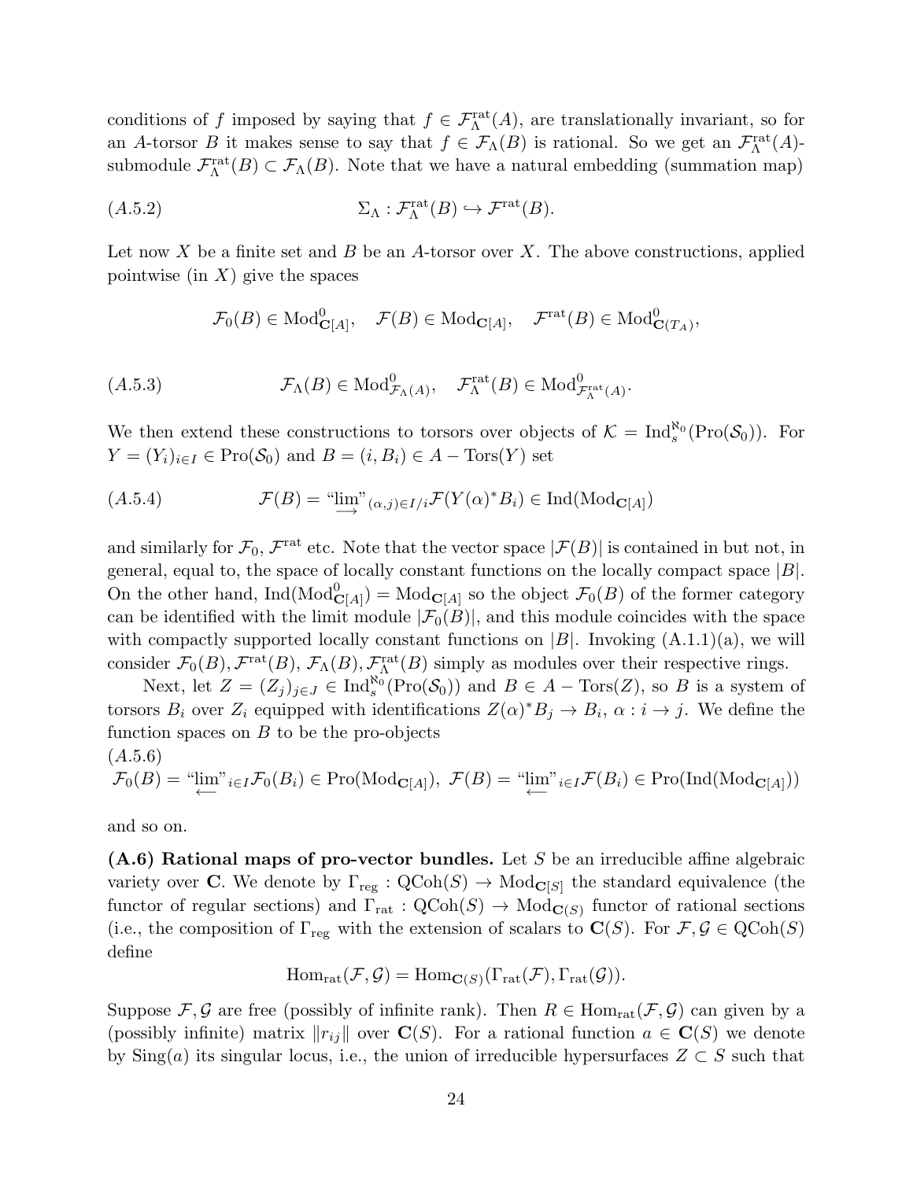conditions of $f$ imposed by saying that $f \in \mathcal{F}^{\mathrm{rat}}_\Lambda(A)$, are translationally invariant, so for an $A$-torsor $B$ it makes sense to say that $f \in \mathcal{F}_\Lambda(B)$ is rational. So we get an $\mathcal{F}^{\mathrm{rat}}_\Lambda(A)$-submodule $\mathcal{F}^{\mathrm{rat}}_\Lambda(B) \subset \mathcal{F}_\Lambda(B)$. Note that we have a natural embedding (summation map)

$$\Sigma_\Lambda : \mathcal{F}^{\mathrm{rat}}_\Lambda(B) \hookrightarrow \mathcal{F}^{\mathrm{rat}}(B). \tag{A.5.2}$$

Let now $X$ be a finite set and $B$ be an $A$-torsor over $X$. The above constructions, applied pointwise (in $X$) give the spaces

$$\mathcal{F}_0(B) \in \mathrm{Mod}^0_{\mathbf{C}[A]}, \quad \mathcal{F}(B) \in \mathrm{Mod}_{\mathbf{C}[A]}, \quad \mathcal{F}^{\mathrm{rat}}(B) \in \mathrm{Mod}^0_{\mathbf{C}(T_A)},$$

$$\mathcal{F}_\Lambda(B) \in \mathrm{Mod}^0_{\mathcal{F}_\Lambda(A)}, \quad \mathcal{F}^{\mathrm{rat}}_\Lambda(B) \in \mathrm{Mod}^0_{\mathcal{F}^{\mathrm{rat}}_\Lambda(A)}. \tag{A.5.3}$$

We then extend these constructions to torsors over objects of $\mathcal{K} = \mathrm{Ind}^{\aleph_0}_s(\mathrm{Pro}(\mathcal{S}_0))$. For $Y = (Y_i)_{i \in I} \in \mathrm{Pro}(\mathcal{S}_0)$ and $B = (i, B_i) \in A - \mathrm{Tors}(Y)$ set

$$\mathcal{F}(B) = \text{“}\varinjlim\text{”}_{(\alpha, j) \in I/i} \mathcal{F}(Y(\alpha)^* B_i) \in \mathrm{Ind}(\mathrm{Mod}_{\mathbf{C}[A]}) \tag{A.5.4}$$

and similarly for $\mathcal{F}_0$, $\mathcal{F}^{\mathrm{rat}}$ etc. Note that the vector space $|\mathcal{F}(B)|$ is contained in but not, in general, equal to, the space of locally constant functions on the locally compact space $|B|$. On the other hand, $\mathrm{Ind}(\mathrm{Mod}^0_{\mathbf{C}[A]}) = \mathrm{Mod}_{\mathbf{C}[A]}$ so the object $\mathcal{F}_0(B)$ of the former category can be identified with the limit module $|\mathcal{F}_0(B)|$, and this module coincides with the space with compactly supported locally constant functions on $|B|$. Invoking (A.1.1)(a), we will consider $\mathcal{F}_0(B), \mathcal{F}^{\mathrm{rat}}(B)$, $\mathcal{F}_\Lambda(B), \mathcal{F}^{\mathrm{rat}}_\Lambda(B)$ simply as modules over their respective rings.

Next, let $Z = (Z_j)_{j \in J} \in \mathrm{Ind}^{\aleph_0}_s(\mathrm{Pro}(\mathcal{S}_0))$ and $B \in A - \mathrm{Tors}(Z)$, so $B$ is a system of torsors $B_i$ over $Z_i$ equipped with identifications $Z(\alpha)^* B_j \to B_i$, $\alpha : i \to j$. We define the function spaces on $B$ to be the pro-objects

$$\mathcal{F}_0(B) = \text{“}\varprojlim\text{”}_{i \in I} \mathcal{F}_0(B_i) \in \mathrm{Pro}(\mathrm{Mod}_{\mathbf{C}[A]}), \ \mathcal{F}(B) = \text{“}\varprojlim\text{”}_{i \in I} \mathcal{F}(B_i) \in \mathrm{Pro}(\mathrm{Ind}(\mathrm{Mod}_{\mathbf{C}[A]})) \tag{A.5.6}$$

and so on.

**(A.6) Rational maps of pro-vector bundles.** Let $S$ be an irreducible affine algebraic variety over $\mathbf{C}$. We denote by $\Gamma_{\mathrm{reg}} : \mathrm{QCoh}(S) \to \mathrm{Mod}_{\mathbf{C}[S]}$ the standard equivalence (the functor of regular sections) and $\Gamma_{\mathrm{rat}} : \mathrm{QCoh}(S) \to \mathrm{Mod}_{\mathbf{C}(S)}$ functor of rational sections (i.e., the composition of $\Gamma_{\mathrm{reg}}$ with the extension of scalars to $\mathbf{C}(S)$. For $\mathcal{F}, \mathcal{G} \in \mathrm{QCoh}(S)$ define

$$\mathrm{Hom}_{\mathrm{rat}}(\mathcal{F}, \mathcal{G}) = \mathrm{Hom}_{\mathbf{C}(S)}(\Gamma_{\mathrm{rat}}(\mathcal{F}), \Gamma_{\mathrm{rat}}(\mathcal{G})).$$

Suppose $\mathcal{F}, \mathcal{G}$ are free (possibly of infinite rank). Then $R \in \mathrm{Hom}_{\mathrm{rat}}(\mathcal{F}, \mathcal{G})$ can given by a (possibly infinite) matrix $\|r_{ij}\|$ over $\mathbf{C}(S)$. For a rational function $a \in \mathbf{C}(S)$ we denote by $\mathrm{Sing}(a)$ its singular locus, i.e., the union of irreducible hypersurfaces $Z \subset S$ such that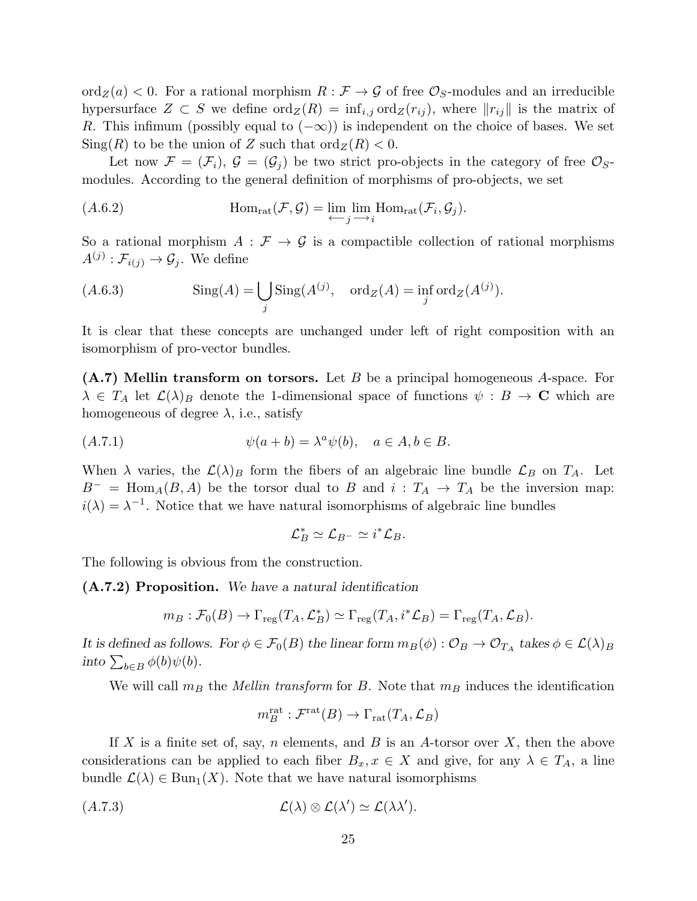$\mathrm{ord}_Z(a) < 0$. For a rational morphism $R : \mathcal{F} \to \mathcal{G}$ of free $\mathcal{O}_S$-modules and an irreducible hypersurface $Z \subset S$ we define $\mathrm{ord}_Z(R) = \inf_{i,j} \mathrm{ord}_Z(r_{ij})$, where $\|r_{ij}\|$ is the matrix of $R$. This infimum (possibly equal to $(-\infty)$) is independent on the choice of bases. We set $\mathrm{Sing}(R)$ to be the union of $Z$ such that $\mathrm{ord}_Z(R) < 0$.

Let now $\mathcal{F} = (\mathcal{F}_i)$, $\mathcal{G} = (\mathcal{G}_j)$ be two strict pro-objects in the category of free $\mathcal{O}_S$-modules. According to the general definition of morphisms of pro-objects, we set

$$\mathrm{Hom}_{\mathrm{rat}}(\mathcal{F}, \mathcal{G}) = \lim_{\longleftarrow j} \lim_{\longrightarrow i} \mathrm{Hom}_{\mathrm{rat}}(\mathcal{F}_i, \mathcal{G}_j). \tag{A.6.2}$$

So a rational morphism $A : \mathcal{F} \to \mathcal{G}$ is a compactible collection of rational morphisms $A^{(j)} : \mathcal{F}_{i(j)} \to \mathcal{G}_j$. We define

$$\mathrm{Sing}(A) = \bigcup_j \mathrm{Sing}(A^{(j)}, \quad \mathrm{ord}_Z(A) = \inf_j \mathrm{ord}_Z(A^{(j)}). \tag{A.6.3}$$

It is clear that these concepts are unchanged under left of right composition with an isomorphism of pro-vector bundles.

**(A.7) Mellin transform on torsors.** Let $B$ be a principal homogeneous $A$-space. For $\lambda \in T_A$ let $\mathcal{L}(\lambda)_B$ denote the 1-dimensional space of functions $\psi : B \to \mathbf{C}$ which are homogeneous of degree $\lambda$, i.e., satisfy

$$\psi(a + b) = \lambda^a \psi(b), \quad a \in A, b \in B. \tag{A.7.1}$$

When $\lambda$ varies, the $\mathcal{L}(\lambda)_B$ form the fibers of an algebraic line bundle $\mathcal{L}_B$ on $T_A$. Let $B^- = \mathrm{Hom}_A(B, A)$ be the torsor dual to $B$ and $i : T_A \to T_A$ be the inversion map: $i(\lambda) = \lambda^{-1}$. Notice that we have natural isomorphisms of algebraic line bundles

$$\mathcal{L}_B^* \simeq \mathcal{L}_{B^-} \simeq i^* \mathcal{L}_B.$$

The following is obvious from the construction.

**(A.7.2) Proposition.** *We have a natural identification*

$$m_B : \mathcal{F}_0(B) \to \Gamma_{\mathrm{reg}}(T_A, \mathcal{L}_B^*) \simeq \Gamma_{\mathrm{reg}}(T_A, i^* \mathcal{L}_B) = \Gamma_{\mathrm{reg}}(T_A, \mathcal{L}_B).$$

*It is defined as follows. For $\phi \in \mathcal{F}_0(B)$ the linear form $m_B(\phi) : \mathcal{O}_B \to \mathcal{O}_{T_A}$ takes $\phi \in \mathcal{L}(\lambda)_B$ into $\sum_{b \in B} \phi(b)\psi(b)$.*

We will call $m_B$ the *Mellin transform* for $B$. Note that $m_B$ induces the identification

$$m_B^{\mathrm{rat}} : \mathcal{F}^{\mathrm{rat}}(B) \to \Gamma_{\mathrm{rat}}(T_A, \mathcal{L}_B)$$

If $X$ is a finite set of, say, $n$ elements, and $B$ is an $A$-torsor over $X$, then the above considerations can be applied to each fiber $B_x, x \in X$ and give, for any $\lambda \in T_A$, a line bundle $\mathcal{L}(\lambda) \in \mathrm{Bun}_1(X)$. Note that we have natural isomorphisms

$$\mathcal{L}(\lambda) \otimes \mathcal{L}(\lambda') \simeq \mathcal{L}(\lambda\lambda'). \tag{A.7.3}$$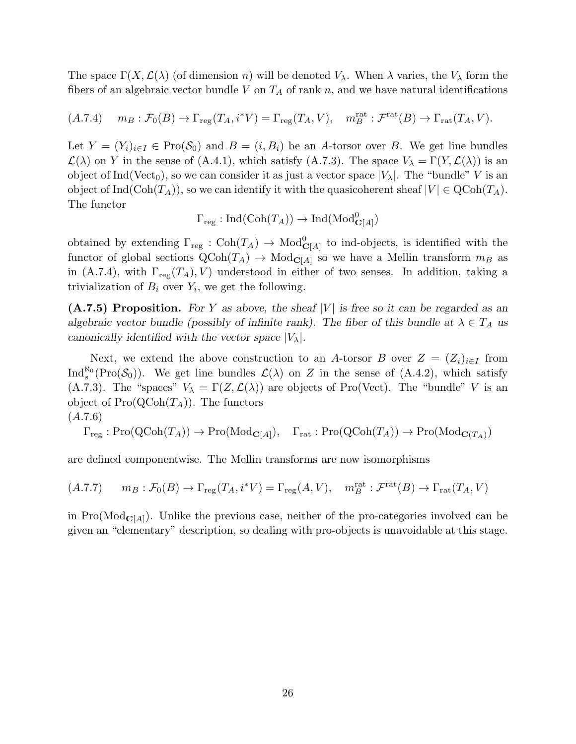The space $\Gamma(X, \mathcal{L}(\lambda)$ (of dimension $n$) will be denoted $V_\lambda$. When $\lambda$ varies, the $V_\lambda$ form the fibers of an algebraic vector bundle $V$ on $T_A$ of rank $n$, and we have natural identifications

$$(A.7.4) \qquad m_B : \mathcal{F}_0(B) \to \Gamma_{\mathrm{reg}}(T_A, i^*V) = \Gamma_{\mathrm{reg}}(T_A, V), \quad m_B^{\mathrm{rat}} : \mathcal{F}^{\mathrm{rat}}(B) \to \Gamma_{\mathrm{rat}}(T_A, V).$$

Let $Y = (Y_i)_{i \in I} \in \mathrm{Pro}(\mathcal{S}_0)$ and $B = (i, B_i)$ be an $A$-torsor over $B$. We get line bundles $\mathcal{L}(\lambda)$ on $Y$ in the sense of (A.4.1), which satisfy (A.7.3). The space $V_\lambda = \Gamma(Y, \mathcal{L}(\lambda))$ is an object of $\mathrm{Ind}(\mathrm{Vect}_0)$, so we can consider it as just a vector space $|V_\lambda|$. The "bundle" $V$ is an object of $\mathrm{Ind}(\mathrm{Coh}(T_A))$, so we can identify it with the quasicoherent sheaf $|V| \in \mathrm{QCoh}(T_A)$. The functor

$$\Gamma_{\mathrm{reg}} : \mathrm{Ind}(\mathrm{Coh}(T_A)) \to \mathrm{Ind}(\mathrm{Mod}^0_{\mathbf{C}[A]})$$

obtained by extending $\Gamma_{\mathrm{reg}} : \mathrm{Coh}(T_A) \to \mathrm{Mod}^0_{\mathbf{C}[A]}$ to ind-objects, is identified with the functor of global sections $\mathrm{QCoh}(T_A) \to \mathrm{Mod}_{\mathbf{C}[A]}$ so we have a Mellin transform $m_B$ as in (A.7.4), with $\Gamma_{\mathrm{reg}}(T_A), V)$ understood in either of two senses. In addition, taking a trivialization of $B_i$ over $Y_i$, we get the following.

**(A.7.5) Proposition.** *For $Y$ as above, the sheaf $|V|$ is free so it can be regarded as an algebraic vector bundle (possibly of infinite rank). The fiber of this bundle at $\lambda \in T_A$ us canonically identified with the vector space $|V_\lambda|$.*

Next, we extend the above construction to an $A$-torsor $B$ over $Z = (Z_i)_{i \in I}$ from $\mathrm{Ind}_s^{\aleph_0}(\mathrm{Pro}(\mathcal{S}_0))$. We get line bundles $\mathcal{L}(\lambda)$ on $Z$ in the sense of (A.4.2), which satisfy (A.7.3). The "spaces" $V_\lambda = \Gamma(Z, \mathcal{L}(\lambda))$ are objects of $\mathrm{Pro}(\mathrm{Vect})$. The "bundle" $V$ is an object of $\mathrm{Pro}(\mathrm{QCoh}(T_A))$. The functors

$$(A.7.6)$$
$$\Gamma_{\mathrm{reg}} : \mathrm{Pro}(\mathrm{QCoh}(T_A)) \to \mathrm{Pro}(\mathrm{Mod}_{\mathbf{C}[A]}), \quad \Gamma_{\mathrm{rat}} : \mathrm{Pro}(\mathrm{QCoh}(T_A)) \to \mathrm{Pro}(\mathrm{Mod}_{\mathbf{C}(T_A)})$$

are defined componentwise. The Mellin transforms are now isomorphisms

$$(A.7.7) \qquad m_B : \mathcal{F}_0(B) \to \Gamma_{\mathrm{reg}}(T_A, i^*V) = \Gamma_{\mathrm{reg}}(A, V), \quad m_B^{\mathrm{rat}} : \mathcal{F}^{\mathrm{rat}}(B) \to \Gamma_{\mathrm{rat}}(T_A, V)$$

in $\mathrm{Pro}(\mathrm{Mod}_{\mathbf{C}[A]})$. Unlike the previous case, neither of the pro-categories involved can be given an "elementary" description, so dealing with pro-objects is unavoidable at this stage.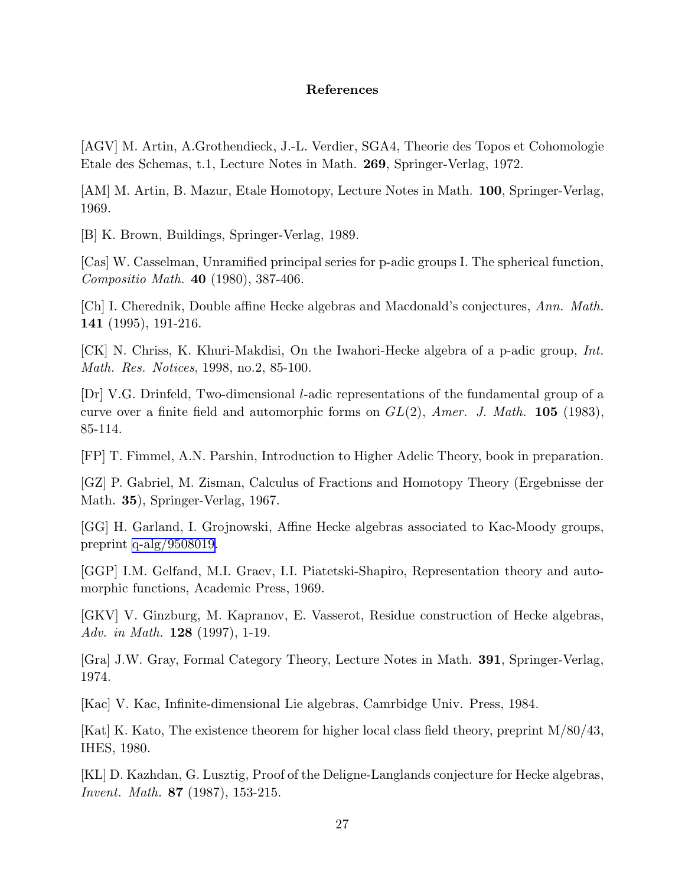# References

[AGV] M. Artin, A.Grothendieck, J.-L. Verdier, SGA4, Theorie des Topos et Cohomologie Etale des Schemas, t.1, Lecture Notes in Math. **269**, Springer-Verlag, 1972.

[AM] M. Artin, B. Mazur, Etale Homotopy, Lecture Notes in Math. **100**, Springer-Verlag, 1969.

[B] K. Brown, Buildings, Springer-Verlag, 1989.

[Cas] W. Casselman, Unramified principal series for p-adic groups I. The spherical function, *Compositio Math.* **40** (1980), 387-406.

[Ch] I. Cherednik, Double affine Hecke algebras and Macdonald's conjectures, *Ann. Math.* **141** (1995), 191-216.

[CK] N. Chriss, K. Khuri-Makdisi, On the Iwahori-Hecke algebra of a p-adic group, *Int. Math. Res. Notices*, 1998, no.2, 85-100.

[Dr] V.G. Drinfeld, Two-dimensional $l$-adic representations of the fundamental group of a curve over a finite field and automorphic forms on $GL(2)$, *Amer. J. Math.* **105** (1983), 85-114.

[FP] T. Fimmel, A.N. Parshin, Introduction to Higher Adelic Theory, book in preparation.

[GZ] P. Gabriel, M. Zisman, Calculus of Fractions and Homotopy Theory (Ergebnisse der Math. **35**), Springer-Verlag, 1967.

[GG] H. Garland, I. Grojnowski, Affine Hecke algebras associated to Kac-Moody groups, preprint q-alg/9508019.

[GGP] I.M. Gelfand, M.I. Graev, I.I. Piatetski-Shapiro, Representation theory and automorphic functions, Academic Press, 1969.

[GKV] V. Ginzburg, M. Kapranov, E. Vasserot, Residue construction of Hecke algebras, *Adv. in Math.* **128** (1997), 1-19.

[Gra] J.W. Gray, Formal Category Theory, Lecture Notes in Math. **391**, Springer-Verlag, 1974.

[Kac] V. Kac, Infinite-dimensional Lie algebras, Camrbidge Univ. Press, 1984.

[Kat] K. Kato, The existence theorem for higher local class field theory, preprint M/80/43, IHES, 1980.

[KL] D. Kazhdan, G. Lusztig, Proof of the Deligne-Langlands conjecture for Hecke algebras, *Invent. Math.* **87** (1987), 153-215.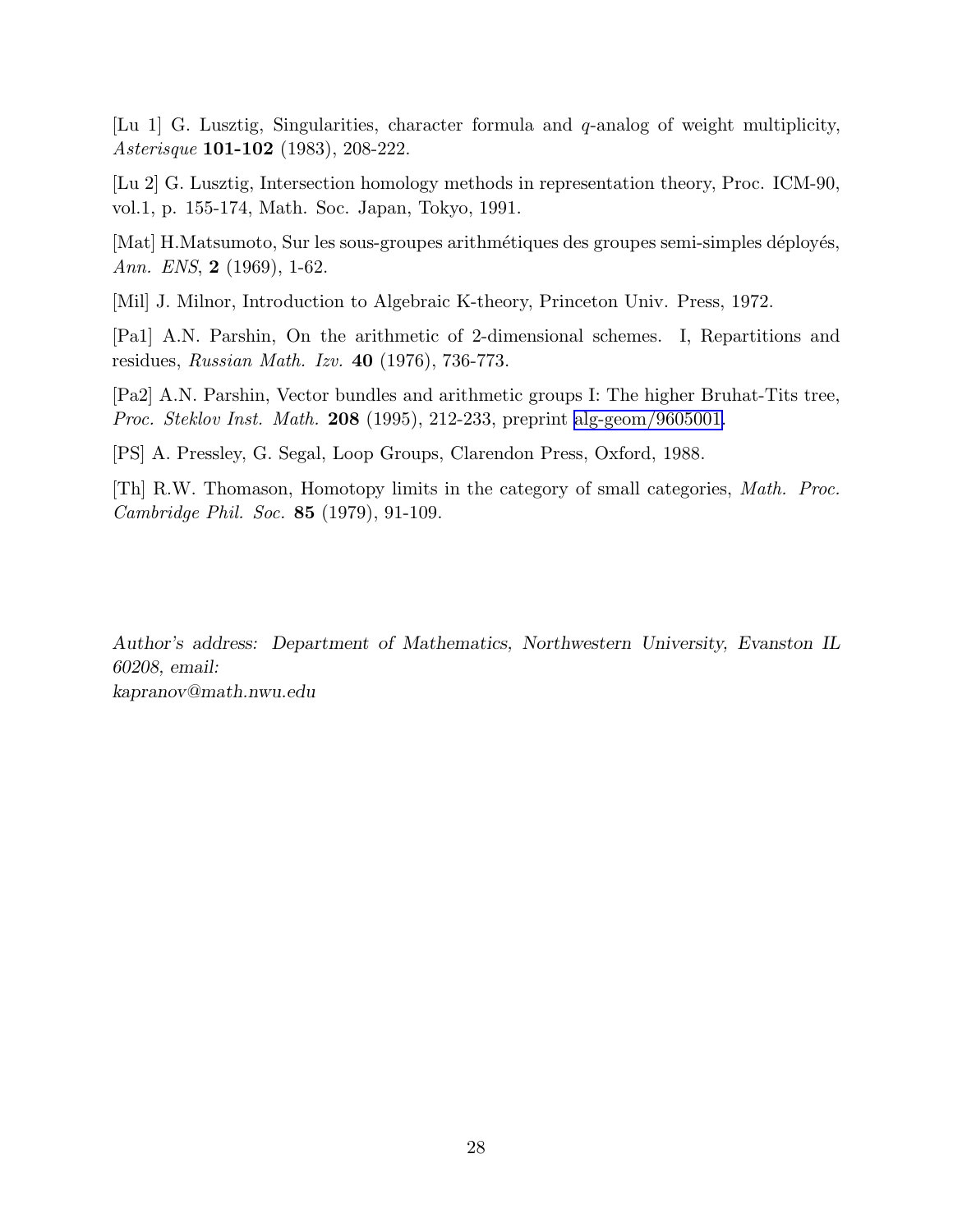[Lu 1] G. Lusztig, Singularities, character formula and $q$-analog of weight multiplicity, *Asterisque* **101-102** (1983), 208-222.

[Lu 2] G. Lusztig, Intersection homology methods in representation theory, Proc. ICM-90, vol.1, p. 155-174, Math. Soc. Japan, Tokyo, 1991.

[Mat] H.Matsumoto, Sur les sous-groupes arithmétiques des groupes semi-simples déployés, *Ann. ENS*, **2** (1969), 1-62.

[Mil] J. Milnor, Introduction to Algebraic K-theory, Princeton Univ. Press, 1972.

[Pa1] A.N. Parshin, On the arithmetic of 2-dimensional schemes. I, Repartitions and residues, *Russian Math. Izv.* **40** (1976), 736-773.

[Pa2] A.N. Parshin, Vector bundles and arithmetic groups I: The higher Bruhat-Tits tree, *Proc. Steklov Inst. Math.* **208** (1995), 212-233, preprint alg-geom/9605001.

[PS] A. Pressley, G. Segal, Loop Groups, Clarendon Press, Oxford, 1988.

[Th] R.W. Thomason, Homotopy limits in the category of small categories, *Math. Proc. Cambridge Phil. Soc.* **85** (1979), 91-109.

*Author's address: Department of Mathematics, Northwestern University, Evanston IL 60208, email:*
*kapranov@math.nwu.edu*